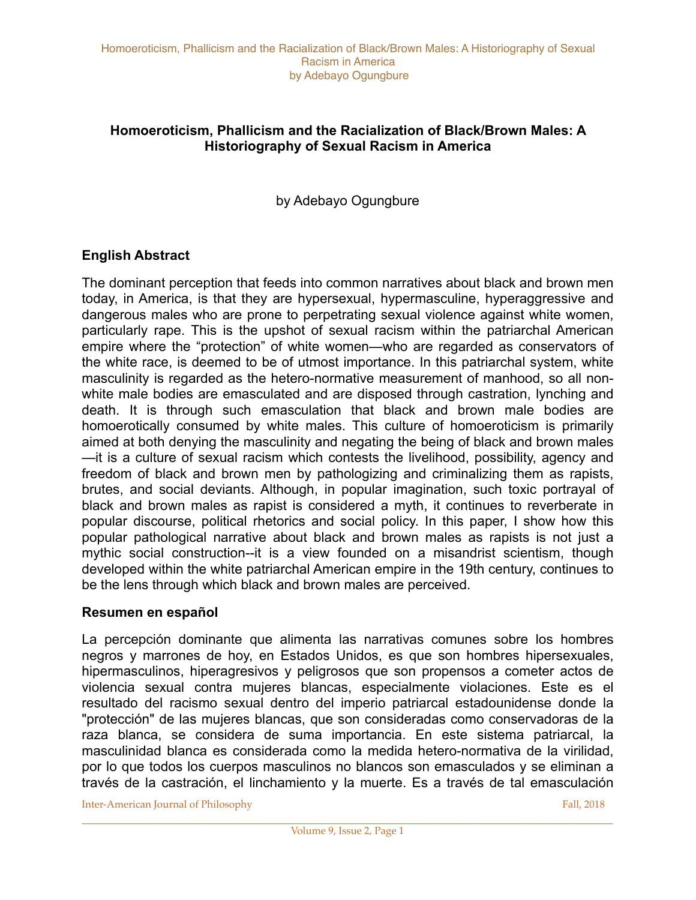# Homoeroticism, Phallicism and the Racialization of Black/Brown Males: A Historiography of Sexual Racism in America

by Adebayo Ogungbure

## English Abstract

The dominant perception that feeds into common narratives about black and brown men today, in America, is that they are hypersexual, hypermasculine, hyperaggressive and dangerous males who are prone to perpetrating sexual violence against white women, particularly rape. This is the upshot of sexual racism within the patriarchal American empire where the "protection" of white women—who are regarded as conservators of the white race, is deemed to be of utmost importance. In this patriarchal system, white masculinity is regarded as the hetero-normative measurement of manhood, so all non-white male bodies are emasculated and are disposed through castration, lynching and death. It is through such emasculation that black and brown male bodies are homoerotically consumed by white males. This culture of homoeroticism is primarily aimed at both denying the masculinity and negating the being of black and brown males—it is a culture of sexual racism which contests the livelihood, possibility, agency and freedom of black and brown men by pathologizing and criminalizing them as rapists, brutes, and social deviants. Although, in popular imagination, such toxic portrayal of black and brown males as rapist is considered a myth, it continues to reverberate in popular discourse, political rhetorics and social policy. In this paper, I show how this popular pathological narrative about black and brown males as rapists is not just a mythic social construction--it is a view founded on a misandrist scientism, though developed within the white patriarchal American empire in the 19th century, continues to be the lens through which black and brown males are perceived.

## Resumen en español

La percepción dominante que alimenta las narrativas comunes sobre los hombres negros y marrones de hoy, en Estados Unidos, es que son hombres hipersexuales, hipermasculinos, hiperagresivos y peligrosos que son propensos a cometer actos de violencia sexual contra mujeres blancas, especialmente violaciones. Este es el resultado del racismo sexual dentro del imperio patriarcal estadounidense donde la "protección" de las mujeres blancas, que son consideradas como conservadoras de la raza blanca, se considera de suma importancia. En este sistema patriarcal, la masculinidad blanca es considerada como la medida hetero-normativa de la virilidad, por lo que todos los cuerpos masculinos no blancos son emasculados y se eliminan a través de la castración, el linchamiento y la muerte. Es a través de tal emasculación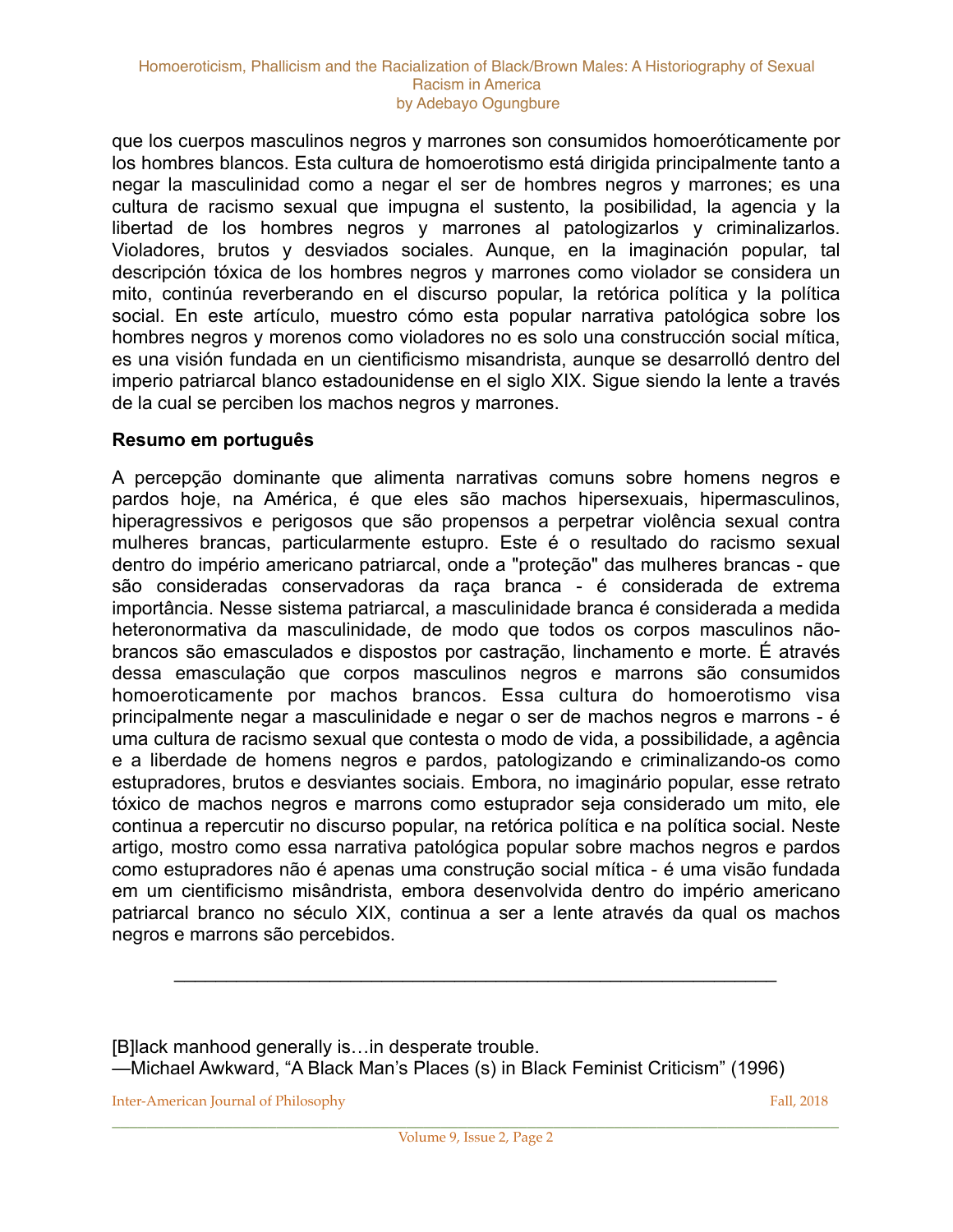que los cuerpos masculinos negros y marrones son consumidos homoeróticamente por los hombres blancos. Esta cultura de homoerotismo está dirigida principalmente tanto a negar la masculinidad como a negar el ser de hombres negros y marrones; es una cultura de racismo sexual que impugna el sustento, la posibilidad, la agencia y la libertad de los hombres negros y marrones al patologizarlos y criminalizarlos. Violadores, brutos y desviados sociales. Aunque, en la imaginación popular, tal descripción tóxica de los hombres negros y marrones como violador se considera un mito, continúa reverberando en el discurso popular, la retórica política y la política social. En este artículo, muestro cómo esta popular narrativa patológica sobre los hombres negros y morenos como violadores no es solo una construcción social mítica, es una visión fundada en un cientificismo misandrista, aunque se desarrolló dentro del imperio patriarcal blanco estadounidense en el siglo XIX. Sigue siendo la lente a través de la cual se perciben los machos negros y marrones.

**Resumo em português**

A percepção dominante que alimenta narrativas comuns sobre homens negros e pardos hoje, na América, é que eles são machos hipersexuais, hipermasculinos, hiperagressivos e perigosos que são propensos a perpetrar violência sexual contra mulheres brancas, particularmente estupro. Este é o resultado do racismo sexual dentro do império americano patriarcal, onde a "proteção" das mulheres brancas - que são consideradas conservadoras da raça branca - é considerada de extrema importância. Nesse sistema patriarcal, a masculinidade branca é considerada a medida heteronormativa da masculinidade, de modo que todos os corpos masculinos não-brancos são emasculados e dispostos por castração, linchamento e morte. É através dessa emasculação que corpos masculinos negros e marrons são consumidos homoeroticamente por machos brancos. Essa cultura do homoerotismo visa principalmente negar a masculinidade e negar o ser de machos negros e marrons - é uma cultura de racismo sexual que contesta o modo de vida, a possibilidade, a agência e a liberdade de homens negros e pardos, patologizando e criminalizando-os como estupradores, brutos e desviantes sociais. Embora, no imaginário popular, esse retrato tóxico de machos negros e marrons como estuprador seja considerado um mito, ele continua a repercutir no discurso popular, na retórica política e na política social. Neste artigo, mostro como essa narrativa patológica popular sobre machos negros e pardos como estupradores não é apenas uma construção social mítica - é uma visão fundada em um cientificismo misândrista, embora desenvolvida dentro do império americano patriarcal branco no século XIX, continua a ser a lente através da qual os machos negros e marrons são percebidos.

---

[B]lack manhood generally is…in desperate trouble.
—Michael Awkward, "A Black Man's Places (s) in Black Feminist Criticism" (1996)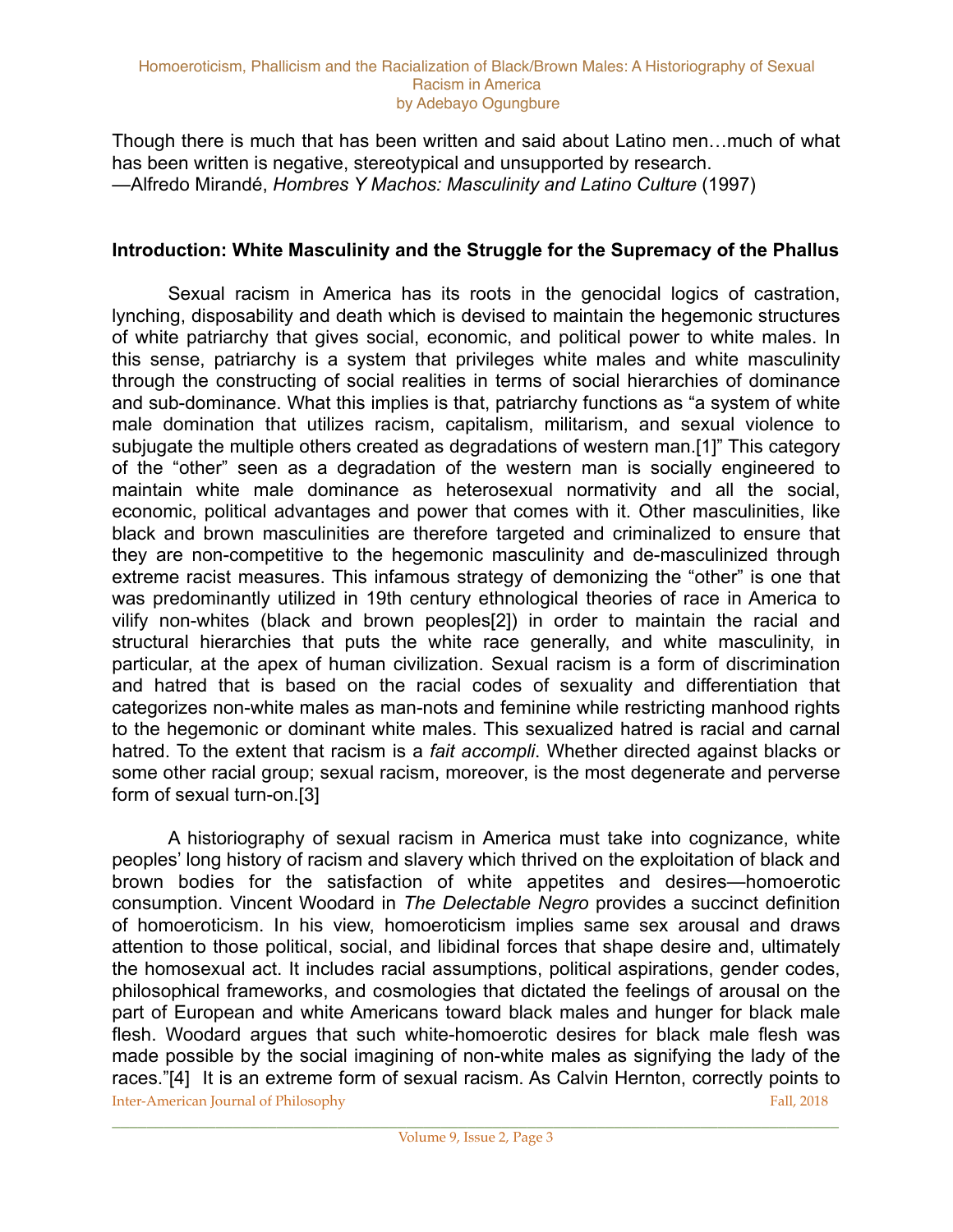Though there is much that has been written and said about Latino men…much of what has been written is negative, stereotypical and unsupported by research.
—Alfredo Mirandé, *Hombres Y Machos: Masculinity and Latino Culture* (1997)

## Introduction: White Masculinity and the Struggle for the Supremacy of the Phallus

Sexual racism in America has its roots in the genocidal logics of castration, lynching, disposability and death which is devised to maintain the hegemonic structures of white patriarchy that gives social, economic, and political power to white males. In this sense, patriarchy is a system that privileges white males and white masculinity through the constructing of social realities in terms of social hierarchies of dominance and sub-dominance. What this implies is that, patriarchy functions as "a system of white male domination that utilizes racism, capitalism, militarism, and sexual violence to subjugate the multiple others created as degradations of western man.[1]" This category of the "other" seen as a degradation of the western man is socially engineered to maintain white male dominance as heterosexual normativity and all the social, economic, political advantages and power that comes with it. Other masculinities, like black and brown masculinities are therefore targeted and criminalized to ensure that they are non-competitive to the hegemonic masculinity and de-masculinized through extreme racist measures. This infamous strategy of demonizing the "other" is one that was predominantly utilized in 19th century ethnological theories of race in America to vilify non-whites (black and brown peoples[2]) in order to maintain the racial and structural hierarchies that puts the white race generally, and white masculinity, in particular, at the apex of human civilization. Sexual racism is a form of discrimination and hatred that is based on the racial codes of sexuality and differentiation that categorizes non-white males as man-nots and feminine while restricting manhood rights to the hegemonic or dominant white males. This sexualized hatred is racial and carnal hatred. To the extent that racism is a *fait accompli*. Whether directed against blacks or some other racial group; sexual racism, moreover, is the most degenerate and perverse form of sexual turn-on.[3]

A historiography of sexual racism in America must take into cognizance, white peoples' long history of racism and slavery which thrived on the exploitation of black and brown bodies for the satisfaction of white appetites and desires—homoerotic consumption. Vincent Woodard in *The Delectable Negro* provides a succinct definition of homoeroticism. In his view, homoeroticism implies same sex arousal and draws attention to those political, social, and libidinal forces that shape desire and, ultimately the homosexual act. It includes racial assumptions, political aspirations, gender codes, philosophical frameworks, and cosmologies that dictated the feelings of arousal on the part of European and white Americans toward black males and hunger for black male flesh. Woodard argues that such white-homoerotic desires for black male flesh was made possible by the social imagining of non-white males as signifying the lady of the races."[4] It is an extreme form of sexual racism. As Calvin Hernton, correctly points to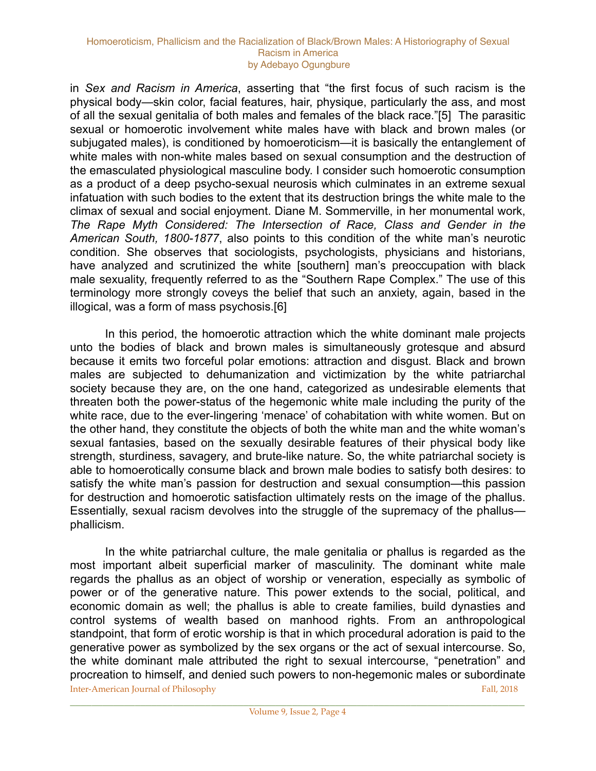in *Sex and Racism in America*, asserting that "the first focus of such racism is the physical body—skin color, facial features, hair, physique, particularly the ass, and most of all the sexual genitalia of both males and females of the black race."[5] The parasitic sexual or homoerotic involvement white males have with black and brown males (or subjugated males), is conditioned by homoeroticism—it is basically the entanglement of white males with non-white males based on sexual consumption and the destruction of the emasculated physiological masculine body. I consider such homoerotic consumption as a product of a deep psycho-sexual neurosis which culminates in an extreme sexual infatuation with such bodies to the extent that its destruction brings the white male to the climax of sexual and social enjoyment. Diane M. Sommerville, in her monumental work, *The Rape Myth Considered: The Intersection of Race, Class and Gender in the American South, 1800-1877*, also points to this condition of the white man's neurotic condition. She observes that sociologists, psychologists, physicians and historians, have analyzed and scrutinized the white [southern] man's preoccupation with black male sexuality, frequently referred to as the "Southern Rape Complex." The use of this terminology more strongly coveys the belief that such an anxiety, again, based in the illogical, was a form of mass psychosis.[6]

In this period, the homoerotic attraction which the white dominant male projects unto the bodies of black and brown males is simultaneously grotesque and absurd because it emits two forceful polar emotions: attraction and disgust. Black and brown males are subjected to dehumanization and victimization by the white patriarchal society because they are, on the one hand, categorized as undesirable elements that threaten both the power-status of the hegemonic white male including the purity of the white race, due to the ever-lingering 'menace' of cohabitation with white women. But on the other hand, they constitute the objects of both the white man and the white woman's sexual fantasies, based on the sexually desirable features of their physical body like strength, sturdiness, savagery, and brute-like nature. So, the white patriarchal society is able to homoerotically consume black and brown male bodies to satisfy both desires: to satisfy the white man's passion for destruction and sexual consumption—this passion for destruction and homoerotic satisfaction ultimately rests on the image of the phallus. Essentially, sexual racism devolves into the struggle of the supremacy of the phallus—phallicism.

In the white patriarchal culture, the male genitalia or phallus is regarded as the most important albeit superficial marker of masculinity. The dominant white male regards the phallus as an object of worship or veneration, especially as symbolic of power or of the generative nature. This power extends to the social, political, and economic domain as well; the phallus is able to create families, build dynasties and control systems of wealth based on manhood rights. From an anthropological standpoint, that form of erotic worship is that in which procedural adoration is paid to the generative power as symbolized by the sex organs or the act of sexual intercourse. So, the white dominant male attributed the right to sexual intercourse, "penetration" and procreation to himself, and denied such powers to non-hegemonic males or subordinate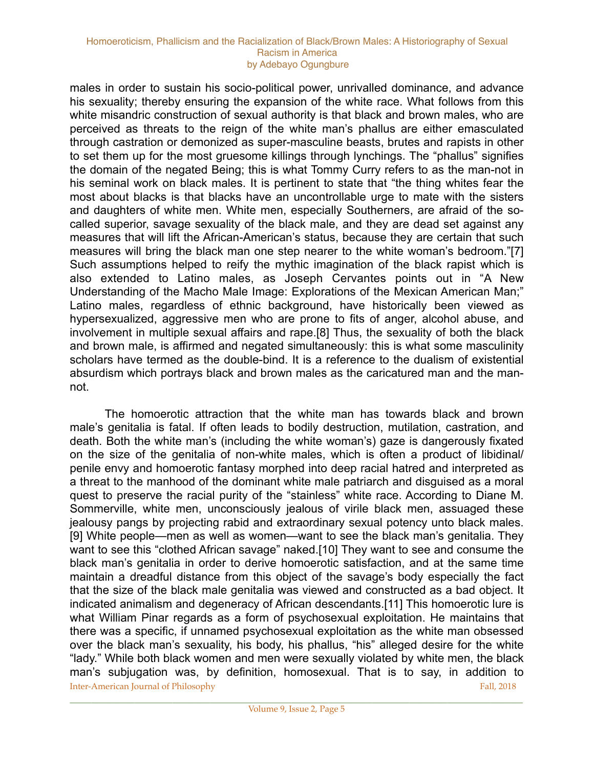males in order to sustain his socio-political power, unrivalled dominance, and advance his sexuality; thereby ensuring the expansion of the white race. What follows from this white misandric construction of sexual authority is that black and brown males, who are perceived as threats to the reign of the white man's phallus are either emasculated through castration or demonized as super-masculine beasts, brutes and rapists in other to set them up for the most gruesome killings through lynchings. The "phallus" signifies the domain of the negated Being; this is what Tommy Curry refers to as the man-not in his seminal work on black males. It is pertinent to state that "the thing whites fear the most about blacks is that blacks have an uncontrollable urge to mate with the sisters and daughters of white men. White men, especially Southerners, are afraid of the so-called superior, savage sexuality of the black male, and they are dead set against any measures that will lift the African-American's status, because they are certain that such measures will bring the black man one step nearer to the white woman's bedroom."[7] Such assumptions helped to reify the mythic imagination of the black rapist which is also extended to Latino males, as Joseph Cervantes points out in "A New Understanding of the Macho Male Image: Explorations of the Mexican American Man;" Latino males, regardless of ethnic background, have historically been viewed as hypersexualized, aggressive men who are prone to fits of anger, alcohol abuse, and involvement in multiple sexual affairs and rape.[8] Thus, the sexuality of both the black and brown male, is affirmed and negated simultaneously: this is what some masculinity scholars have termed as the double-bind. It is a reference to the dualism of existential absurdism which portrays black and brown males as the caricatured man and the man-not.

The homoerotic attraction that the white man has towards black and brown male's genitalia is fatal. If often leads to bodily destruction, mutilation, castration, and death. Both the white man's (including the white woman's) gaze is dangerously fixated on the size of the genitalia of non-white males, which is often a product of libidinal/penile envy and homoerotic fantasy morphed into deep racial hatred and interpreted as a threat to the manhood of the dominant white male patriarch and disguised as a moral quest to preserve the racial purity of the "stainless" white race. According to Diane M. Sommerville, white men, unconsciously jealous of virile black men, assuaged these jealousy pangs by projecting rabid and extraordinary sexual potency unto black males.[9] White people—men as well as women—want to see the black man's genitalia. They want to see this "clothed African savage" naked.[10] They want to see and consume the black man's genitalia in order to derive homoerotic satisfaction, and at the same time maintain a dreadful distance from this object of the savage's body especially the fact that the size of the black male genitalia was viewed and constructed as a bad object. It indicated animalism and degeneracy of African descendants.[11] This homoerotic lure is what William Pinar regards as a form of psychosexual exploitation. He maintains that there was a specific, if unnamed psychosexual exploitation as the white man obsessed over the black man's sexuality, his body, his phallus, "his" alleged desire for the white "lady." While both black women and men were sexually violated by white men, the black man's subjugation was, by definition, homosexual. That is to say, in addition to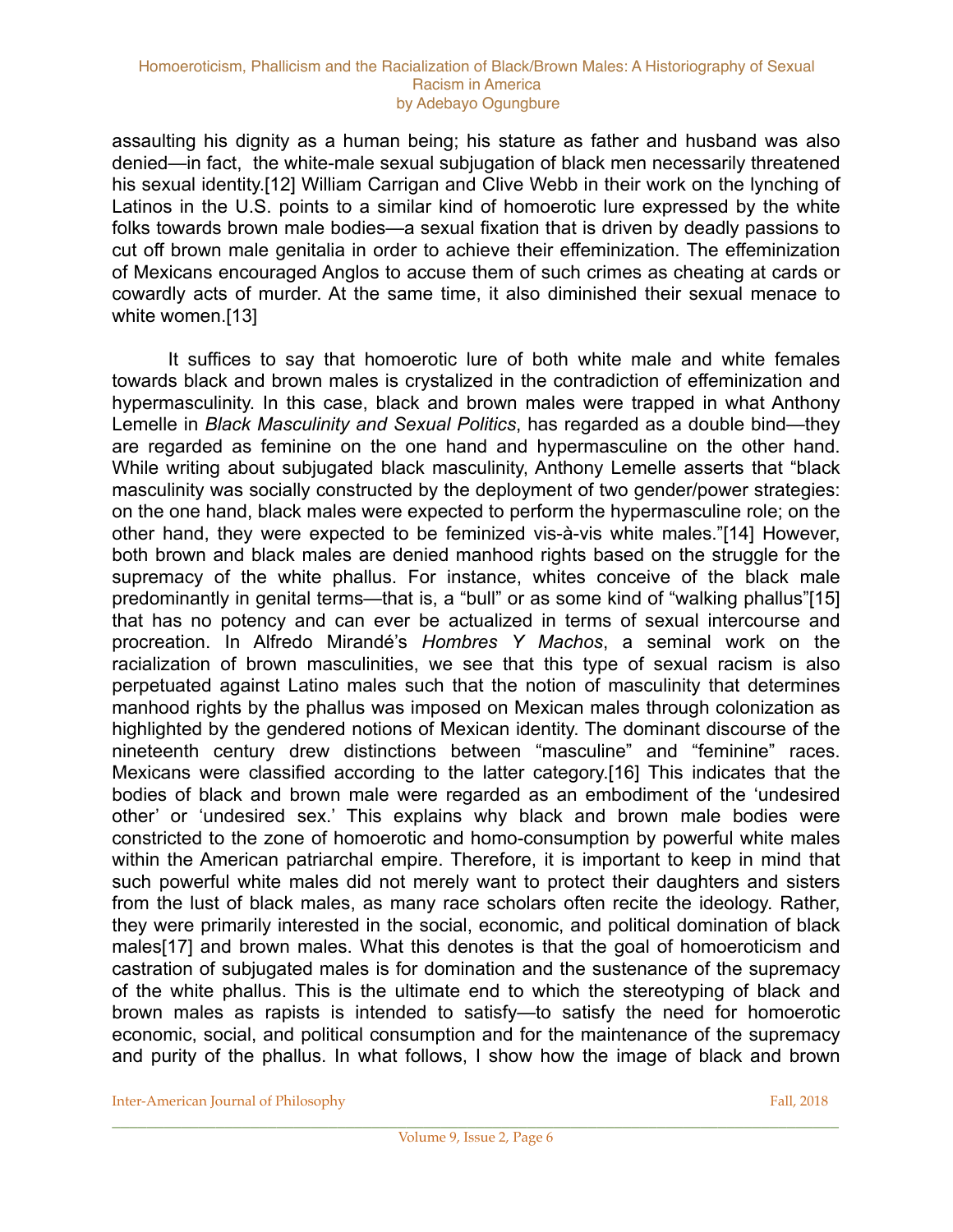assaulting his dignity as a human being; his stature as father and husband was also denied—in fact, the white-male sexual subjugation of black men necessarily threatened his sexual identity.[12] William Carrigan and Clive Webb in their work on the lynching of Latinos in the U.S. points to a similar kind of homoerotic lure expressed by the white folks towards brown male bodies—a sexual fixation that is driven by deadly passions to cut off brown male genitalia in order to achieve their effeminization. The effeminization of Mexicans encouraged Anglos to accuse them of such crimes as cheating at cards or cowardly acts of murder. At the same time, it also diminished their sexual menace to white women.[13]

It suffices to say that homoerotic lure of both white male and white females towards black and brown males is crystalized in the contradiction of effeminization and hypermasculinity. In this case, black and brown males were trapped in what Anthony Lemelle in *Black Masculinity and Sexual Politics*, has regarded as a double bind—they are regarded as feminine on the one hand and hypermasculine on the other hand. While writing about subjugated black masculinity, Anthony Lemelle asserts that "black masculinity was socially constructed by the deployment of two gender/power strategies: on the one hand, black males were expected to perform the hypermasculine role; on the other hand, they were expected to be feminized vis-à-vis white males."[14] However, both brown and black males are denied manhood rights based on the struggle for the supremacy of the white phallus. For instance, whites conceive of the black male predominantly in genital terms—that is, a "bull" or as some kind of "walking phallus"[15] that has no potency and can ever be actualized in terms of sexual intercourse and procreation. In Alfredo Mirandé's *Hombres Y Machos*, a seminal work on the racialization of brown masculinities, we see that this type of sexual racism is also perpetuated against Latino males such that the notion of masculinity that determines manhood rights by the phallus was imposed on Mexican males through colonization as highlighted by the gendered notions of Mexican identity. The dominant discourse of the nineteenth century drew distinctions between "masculine" and "feminine" races. Mexicans were classified according to the latter category.[16] This indicates that the bodies of black and brown male were regarded as an embodiment of the 'undesired other' or 'undesired sex.' This explains why black and brown male bodies were constricted to the zone of homoerotic and homo-consumption by powerful white males within the American patriarchal empire. Therefore, it is important to keep in mind that such powerful white males did not merely want to protect their daughters and sisters from the lust of black males, as many race scholars often recite the ideology. Rather, they were primarily interested in the social, economic, and political domination of black males[17] and brown males. What this denotes is that the goal of homoeroticism and castration of subjugated males is for domination and the sustenance of the supremacy of the white phallus. This is the ultimate end to which the stereotyping of black and brown males as rapists is intended to satisfy—to satisfy the need for homoerotic economic, social, and political consumption and for the maintenance of the supremacy and purity of the phallus. In what follows, I show how the image of black and brown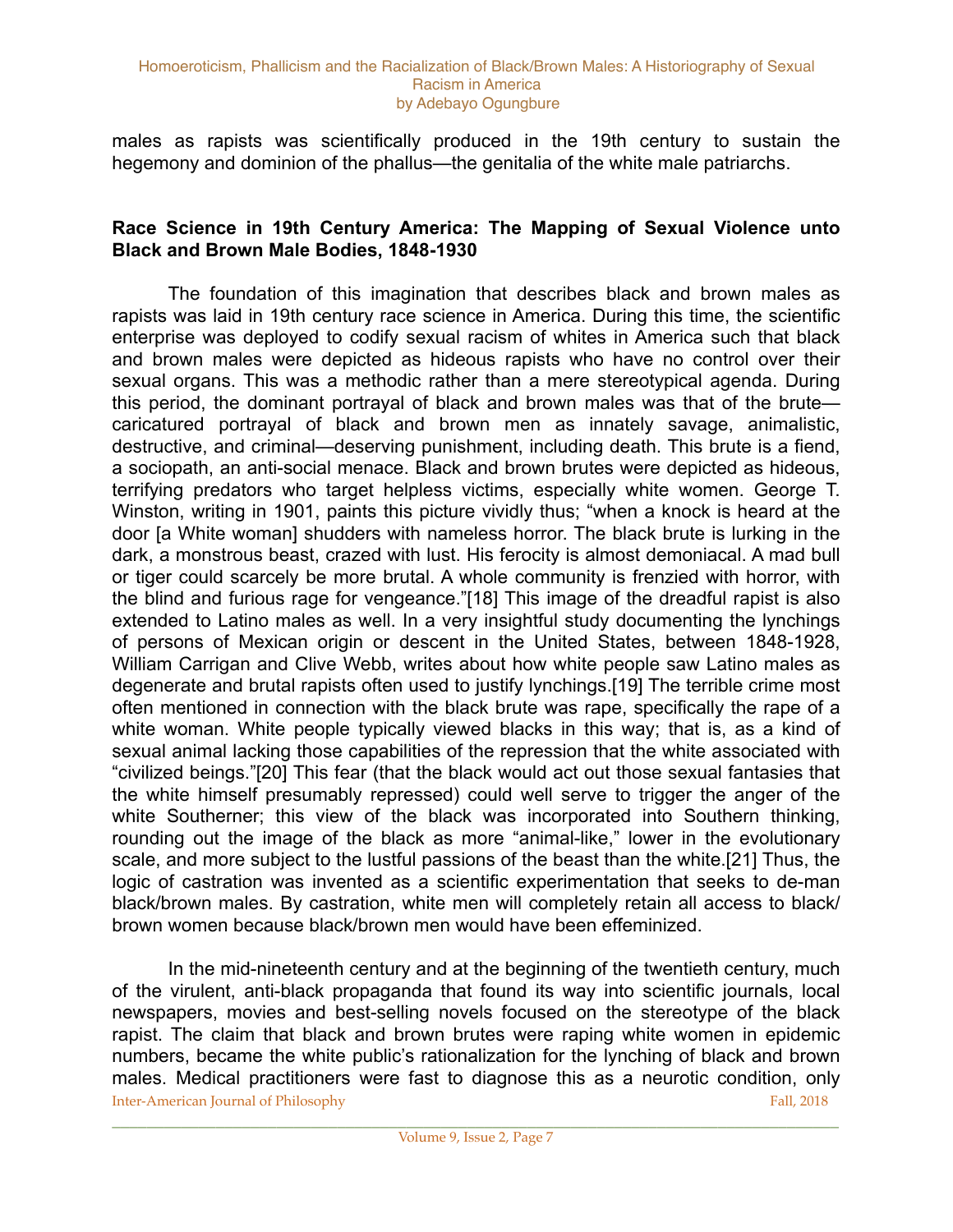males as rapists was scientifically produced in the 19th century to sustain the hegemony and dominion of the phallus—the genitalia of the white male patriarchs.

## Race Science in 19th Century America: The Mapping of Sexual Violence unto Black and Brown Male Bodies, 1848-1930

The foundation of this imagination that describes black and brown males as rapists was laid in 19th century race science in America. During this time, the scientific enterprise was deployed to codify sexual racism of whites in America such that black and brown males were depicted as hideous rapists who have no control over their sexual organs. This was a methodic rather than a mere stereotypical agenda. During this period, the dominant portrayal of black and brown males was that of the brute—caricatured portrayal of black and brown men as innately savage, animalistic, destructive, and criminal—deserving punishment, including death. This brute is a fiend, a sociopath, an anti-social menace. Black and brown brutes were depicted as hideous, terrifying predators who target helpless victims, especially white women. George T. Winston, writing in 1901, paints this picture vividly thus; "when a knock is heard at the door [a White woman] shudders with nameless horror. The black brute is lurking in the dark, a monstrous beast, crazed with lust. His ferocity is almost demoniacal. A mad bull or tiger could scarcely be more brutal. A whole community is frenzied with horror, with the blind and furious rage for vengeance."[18] This image of the dreadful rapist is also extended to Latino males as well. In a very insightful study documenting the lynchings of persons of Mexican origin or descent in the United States, between 1848-1928, William Carrigan and Clive Webb, writes about how white people saw Latino males as degenerate and brutal rapists often used to justify lynchings.[19] The terrible crime most often mentioned in connection with the black brute was rape, specifically the rape of a white woman. White people typically viewed blacks in this way; that is, as a kind of sexual animal lacking those capabilities of the repression that the white associated with "civilized beings."[20] This fear (that the black would act out those sexual fantasies that the white himself presumably repressed) could well serve to trigger the anger of the white Southerner; this view of the black was incorporated into Southern thinking, rounding out the image of the black as more "animal-like," lower in the evolutionary scale, and more subject to the lustful passions of the beast than the white.[21] Thus, the logic of castration was invented as a scientific experimentation that seeks to de-man black/brown males. By castration, white men will completely retain all access to black/brown women because black/brown men would have been effeminized.

In the mid-nineteenth century and at the beginning of the twentieth century, much of the virulent, anti-black propaganda that found its way into scientific journals, local newspapers, movies and best-selling novels focused on the stereotype of the black rapist. The claim that black and brown brutes were raping white women in epidemic numbers, became the white public's rationalization for the lynching of black and brown males. Medical practitioners were fast to diagnose this as a neurotic condition, only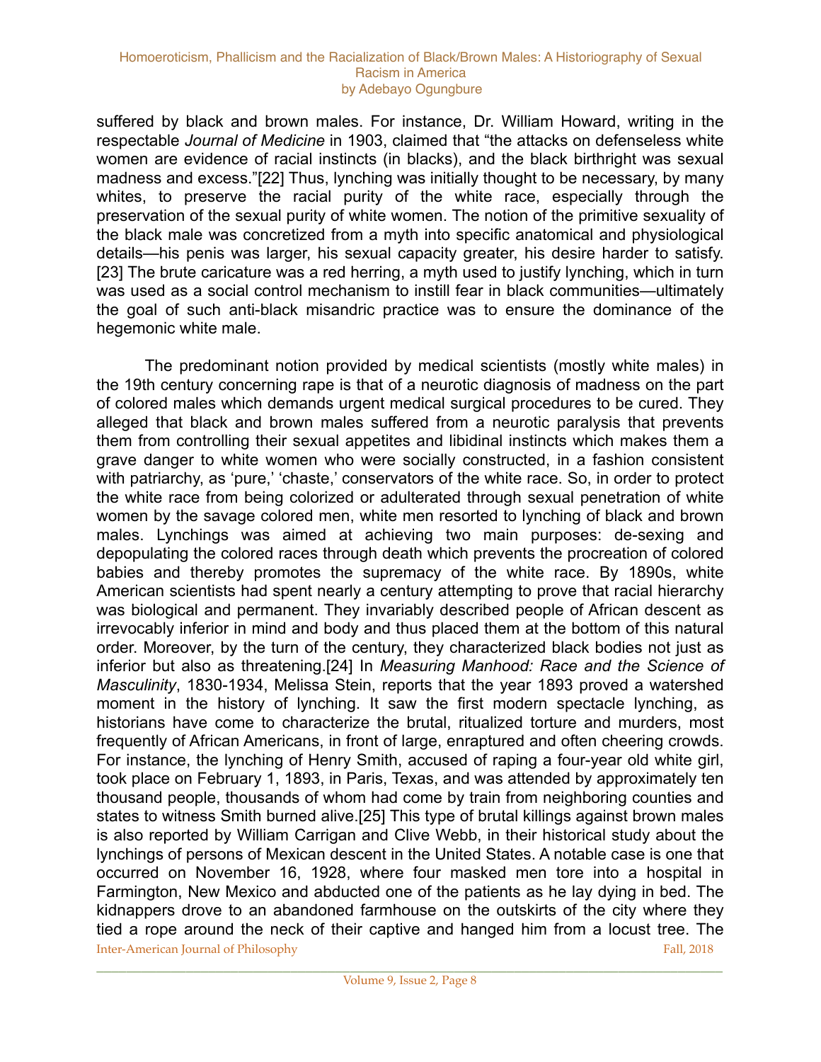suffered by black and brown males. For instance, Dr. William Howard, writing in the respectable *Journal of Medicine* in 1903, claimed that "the attacks on defenseless white women are evidence of racial instincts (in blacks), and the black birthright was sexual madness and excess."[22] Thus, lynching was initially thought to be necessary, by many whites, to preserve the racial purity of the white race, especially through the preservation of the sexual purity of white women. The notion of the primitive sexuality of the black male was concretized from a myth into specific anatomical and physiological details—his penis was larger, his sexual capacity greater, his desire harder to satisfy.[23] The brute caricature was a red herring, a myth used to justify lynching, which in turn was used as a social control mechanism to instill fear in black communities—ultimately the goal of such anti-black misandric practice was to ensure the dominance of the hegemonic white male.

The predominant notion provided by medical scientists (mostly white males) in the 19th century concerning rape is that of a neurotic diagnosis of madness on the part of colored males which demands urgent medical surgical procedures to be cured. They alleged that black and brown males suffered from a neurotic paralysis that prevents them from controlling their sexual appetites and libidinal instincts which makes them a grave danger to white women who were socially constructed, in a fashion consistent with patriarchy, as 'pure,' 'chaste,' conservators of the white race. So, in order to protect the white race from being colorized or adulterated through sexual penetration of white women by the savage colored men, white men resorted to lynching of black and brown males. Lynchings was aimed at achieving two main purposes: de-sexing and depopulating the colored races through death which prevents the procreation of colored babies and thereby promotes the supremacy of the white race. By 1890s, white American scientists had spent nearly a century attempting to prove that racial hierarchy was biological and permanent. They invariably described people of African descent as irrevocably inferior in mind and body and thus placed them at the bottom of this natural order. Moreover, by the turn of the century, they characterized black bodies not just as inferior but also as threatening.[24] In *Measuring Manhood: Race and the Science of Masculinity*, 1830-1934, Melissa Stein, reports that the year 1893 proved a watershed moment in the history of lynching. It saw the first modern spectacle lynching, as historians have come to characterize the brutal, ritualized torture and murders, most frequently of African Americans, in front of large, enraptured and often cheering crowds. For instance, the lynching of Henry Smith, accused of raping a four-year old white girl, took place on February 1, 1893, in Paris, Texas, and was attended by approximately ten thousand people, thousands of whom had come by train from neighboring counties and states to witness Smith burned alive.[25] This type of brutal killings against brown males is also reported by William Carrigan and Clive Webb, in their historical study about the lynchings of persons of Mexican descent in the United States. A notable case is one that occurred on November 16, 1928, where four masked men tore into a hospital in Farmington, New Mexico and abducted one of the patients as he lay dying in bed. The kidnappers drove to an abandoned farmhouse on the outskirts of the city where they tied a rope around the neck of their captive and hanged him from a locust tree. The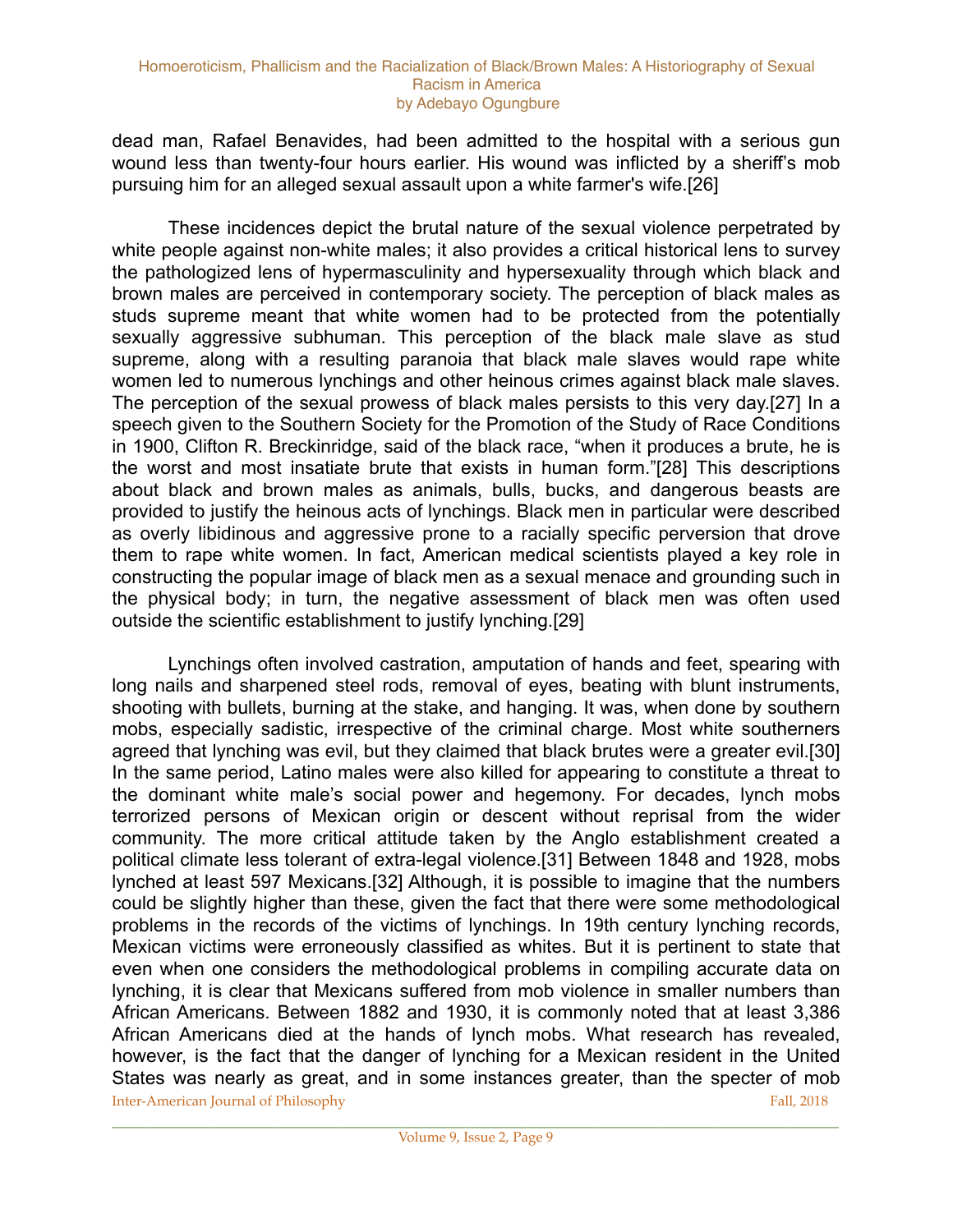dead man, Rafael Benavides, had been admitted to the hospital with a serious gun wound less than twenty-four hours earlier. His wound was inflicted by a sheriff's mob pursuing him for an alleged sexual assault upon a white farmer's wife.[26]

These incidences depict the brutal nature of the sexual violence perpetrated by white people against non-white males; it also provides a critical historical lens to survey the pathologized lens of hypermasculinity and hypersexuality through which black and brown males are perceived in contemporary society. The perception of black males as studs supreme meant that white women had to be protected from the potentially sexually aggressive subhuman. This perception of the black male slave as stud supreme, along with a resulting paranoia that black male slaves would rape white women led to numerous lynchings and other heinous crimes against black male slaves. The perception of the sexual prowess of black males persists to this very day.[27] In a speech given to the Southern Society for the Promotion of the Study of Race Conditions in 1900, Clifton R. Breckinridge, said of the black race, "when it produces a brute, he is the worst and most insatiate brute that exists in human form."[28] This descriptions about black and brown males as animals, bulls, bucks, and dangerous beasts are provided to justify the heinous acts of lynchings. Black men in particular were described as overly libidinous and aggressive prone to a racially specific perversion that drove them to rape white women. In fact, American medical scientists played a key role in constructing the popular image of black men as a sexual menace and grounding such in the physical body; in turn, the negative assessment of black men was often used outside the scientific establishment to justify lynching.[29]

Lynchings often involved castration, amputation of hands and feet, spearing with long nails and sharpened steel rods, removal of eyes, beating with blunt instruments, shooting with bullets, burning at the stake, and hanging. It was, when done by southern mobs, especially sadistic, irrespective of the criminal charge. Most white southerners agreed that lynching was evil, but they claimed that black brutes were a greater evil.[30] In the same period, Latino males were also killed for appearing to constitute a threat to the dominant white male's social power and hegemony. For decades, lynch mobs terrorized persons of Mexican origin or descent without reprisal from the wider community. The more critical attitude taken by the Anglo establishment created a political climate less tolerant of extra-legal violence.[31] Between 1848 and 1928, mobs lynched at least 597 Mexicans.[32] Although, it is possible to imagine that the numbers could be slightly higher than these, given the fact that there were some methodological problems in the records of the victims of lynchings. In 19th century lynching records, Mexican victims were erroneously classified as whites. But it is pertinent to state that even when one considers the methodological problems in compiling accurate data on lynching, it is clear that Mexicans suffered from mob violence in smaller numbers than African Americans. Between 1882 and 1930, it is commonly noted that at least 3,386 African Americans died at the hands of lynch mobs. What research has revealed, however, is the fact that the danger of lynching for a Mexican resident in the United States was nearly as great, and in some instances greater, than the specter of mob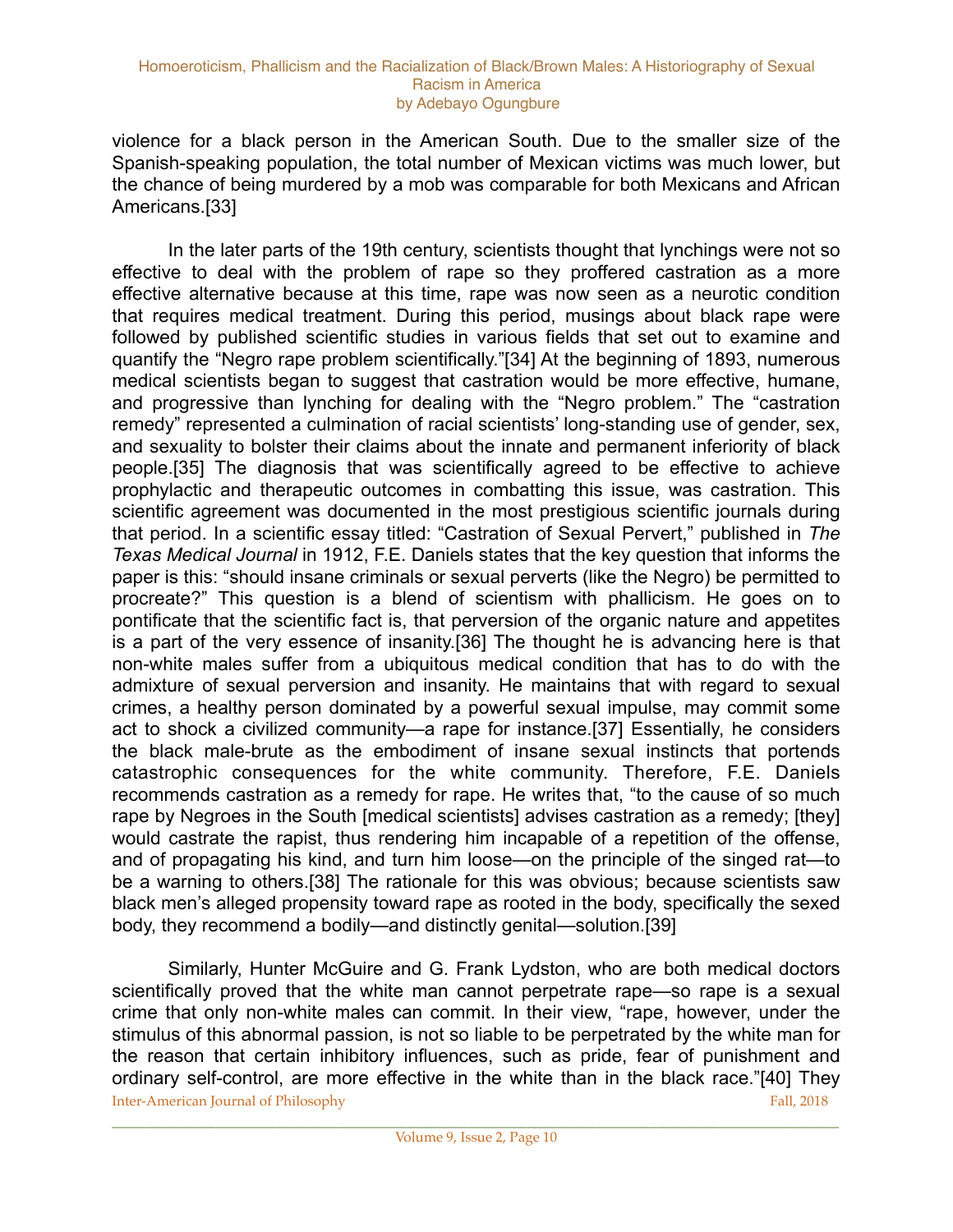violence for a black person in the American South. Due to the smaller size of the Spanish-speaking population, the total number of Mexican victims was much lower, but the chance of being murdered by a mob was comparable for both Mexicans and African Americans.[33]

In the later parts of the 19th century, scientists thought that lynchings were not so effective to deal with the problem of rape so they proffered castration as a more effective alternative because at this time, rape was now seen as a neurotic condition that requires medical treatment. During this period, musings about black rape were followed by published scientific studies in various fields that set out to examine and quantify the "Negro rape problem scientifically."[34] At the beginning of 1893, numerous medical scientists began to suggest that castration would be more effective, humane, and progressive than lynching for dealing with the "Negro problem." The "castration remedy" represented a culmination of racial scientists' long-standing use of gender, sex, and sexuality to bolster their claims about the innate and permanent inferiority of black people.[35] The diagnosis that was scientifically agreed to be effective to achieve prophylactic and therapeutic outcomes in combatting this issue, was castration. This scientific agreement was documented in the most prestigious scientific journals during that period. In a scientific essay titled: "Castration of Sexual Pervert," published in *The Texas Medical Journal* in 1912, F.E. Daniels states that the key question that informs the paper is this: "should insane criminals or sexual perverts (like the Negro) be permitted to procreate?" This question is a blend of scientism with phallicism. He goes on to pontificate that the scientific fact is, that perversion of the organic nature and appetites is a part of the very essence of insanity.[36] The thought he is advancing here is that non-white males suffer from a ubiquitous medical condition that has to do with the admixture of sexual perversion and insanity. He maintains that with regard to sexual crimes, a healthy person dominated by a powerful sexual impulse, may commit some act to shock a civilized community—a rape for instance.[37] Essentially, he considers the black male-brute as the embodiment of insane sexual instincts that portends catastrophic consequences for the white community. Therefore, F.E. Daniels recommends castration as a remedy for rape. He writes that, "to the cause of so much rape by Negroes in the South [medical scientists] advises castration as a remedy; [they] would castrate the rapist, thus rendering him incapable of a repetition of the offense, and of propagating his kind, and turn him loose—on the principle of the singed rat—to be a warning to others.[38] The rationale for this was obvious; because scientists saw black men's alleged propensity toward rape as rooted in the body, specifically the sexed body, they recommend a bodily—and distinctly genital—solution.[39]

Similarly, Hunter McGuire and G. Frank Lydston, who are both medical doctors scientifically proved that the white man cannot perpetrate rape—so rape is a sexual crime that only non-white males can commit. In their view, "rape, however, under the stimulus of this abnormal passion, is not so liable to be perpetrated by the white man for the reason that certain inhibitory influences, such as pride, fear of punishment and ordinary self-control, are more effective in the white than in the black race."[40] They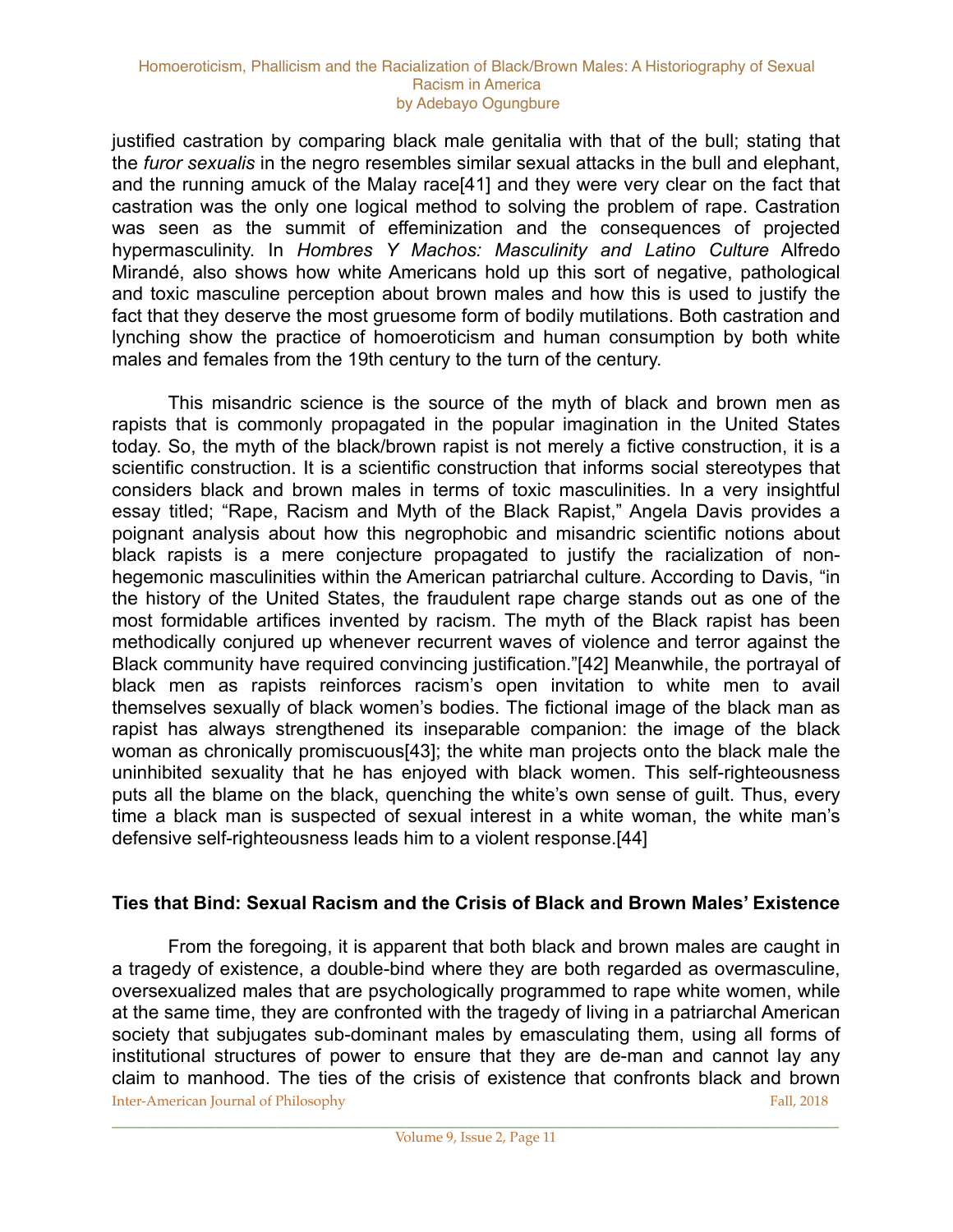justified castration by comparing black male genitalia with that of the bull; stating that the *furor sexualis* in the negro resembles similar sexual attacks in the bull and elephant, and the running amuck of the Malay race[41] and they were very clear on the fact that castration was the only one logical method to solving the problem of rape. Castration was seen as the summit of effeminization and the consequences of projected hypermasculinity. In *Hombres Y Machos: Masculinity and Latino Culture* Alfredo Mirandé, also shows how white Americans hold up this sort of negative, pathological and toxic masculine perception about brown males and how this is used to justify the fact that they deserve the most gruesome form of bodily mutilations. Both castration and lynching show the practice of homoeroticism and human consumption by both white males and females from the 19th century to the turn of the century.

This misandric science is the source of the myth of black and brown men as rapists that is commonly propagated in the popular imagination in the United States today. So, the myth of the black/brown rapist is not merely a fictive construction, it is a scientific construction. It is a scientific construction that informs social stereotypes that considers black and brown males in terms of toxic masculinities. In a very insightful essay titled; "Rape, Racism and Myth of the Black Rapist," Angela Davis provides a poignant analysis about how this negrophobic and misandric scientific notions about black rapists is a mere conjecture propagated to justify the racialization of non-hegemonic masculinities within the American patriarchal culture. According to Davis, "in the history of the United States, the fraudulent rape charge stands out as one of the most formidable artifices invented by racism. The myth of the Black rapist has been methodically conjured up whenever recurrent waves of violence and terror against the Black community have required convincing justification."[42] Meanwhile, the portrayal of black men as rapists reinforces racism's open invitation to white men to avail themselves sexually of black women's bodies. The fictional image of the black man as rapist has always strengthened its inseparable companion: the image of the black woman as chronically promiscuous[43]; the white man projects onto the black male the uninhibited sexuality that he has enjoyed with black women. This self-righteousness puts all the blame on the black, quenching the white's own sense of guilt. Thus, every time a black man is suspected of sexual interest in a white woman, the white man's defensive self-righteousness leads him to a violent response.[44]

## Ties that Bind: Sexual Racism and the Crisis of Black and Brown Males' Existence

From the foregoing, it is apparent that both black and brown males are caught in a tragedy of existence, a double-bind where they are both regarded as overmasculine, oversexualized males that are psychologically programmed to rape white women, while at the same time, they are confronted with the tragedy of living in a patriarchal American society that subjugates sub-dominant males by emasculating them, using all forms of institutional structures of power to ensure that they are de-man and cannot lay any claim to manhood. The ties of the crisis of existence that confronts black and brown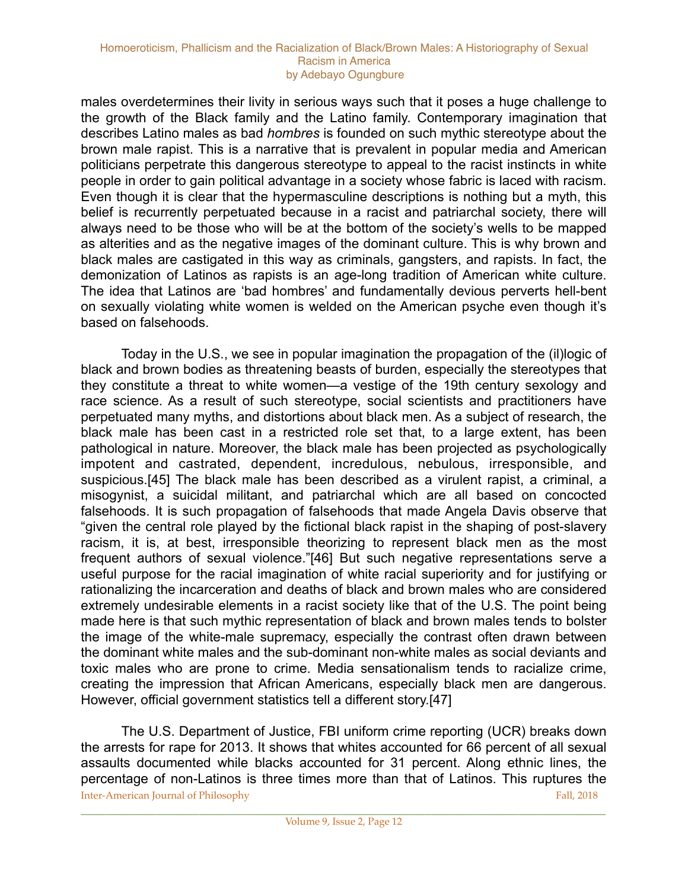males overdetermines their livity in serious ways such that it poses a huge challenge to the growth of the Black family and the Latino family. Contemporary imagination that describes Latino males as bad *hombres* is founded on such mythic stereotype about the brown male rapist. This is a narrative that is prevalent in popular media and American politicians perpetrate this dangerous stereotype to appeal to the racist instincts in white people in order to gain political advantage in a society whose fabric is laced with racism. Even though it is clear that the hypermasculine descriptions is nothing but a myth, this belief is recurrently perpetuated because in a racist and patriarchal society, there will always need to be those who will be at the bottom of the society's wells to be mapped as alterities and as the negative images of the dominant culture. This is why brown and black males are castigated in this way as criminals, gangsters, and rapists. In fact, the demonization of Latinos as rapists is an age-long tradition of American white culture. The idea that Latinos are 'bad hombres' and fundamentally devious perverts hell-bent on sexually violating white women is welded on the American psyche even though it's based on falsehoods.

Today in the U.S., we see in popular imagination the propagation of the (il)logic of black and brown bodies as threatening beasts of burden, especially the stereotypes that they constitute a threat to white women—a vestige of the 19th century sexology and race science. As a result of such stereotype, social scientists and practitioners have perpetuated many myths, and distortions about black men. As a subject of research, the black male has been cast in a restricted role set that, to a large extent, has been pathological in nature. Moreover, the black male has been projected as psychologically impotent and castrated, dependent, incredulous, nebulous, irresponsible, and suspicious.[45] The black male has been described as a virulent rapist, a criminal, a misogynist, a suicidal militant, and patriarchal which are all based on concocted falsehoods. It is such propagation of falsehoods that made Angela Davis observe that "given the central role played by the fictional black rapist in the shaping of post-slavery racism, it is, at best, irresponsible theorizing to represent black men as the most frequent authors of sexual violence."[46] But such negative representations serve a useful purpose for the racial imagination of white racial superiority and for justifying or rationalizing the incarceration and deaths of black and brown males who are considered extremely undesirable elements in a racist society like that of the U.S. The point being made here is that such mythic representation of black and brown males tends to bolster the image of the white-male supremacy, especially the contrast often drawn between the dominant white males and the sub-dominant non-white males as social deviants and toxic males who are prone to crime. Media sensationalism tends to racialize crime, creating the impression that African Americans, especially black men are dangerous. However, official government statistics tell a different story.[47]

The U.S. Department of Justice, FBI uniform crime reporting (UCR) breaks down the arrests for rape for 2013. It shows that whites accounted for 66 percent of all sexual assaults documented while blacks accounted for 31 percent. Along ethnic lines, the percentage of non-Latinos is three times more than that of Latinos. This ruptures the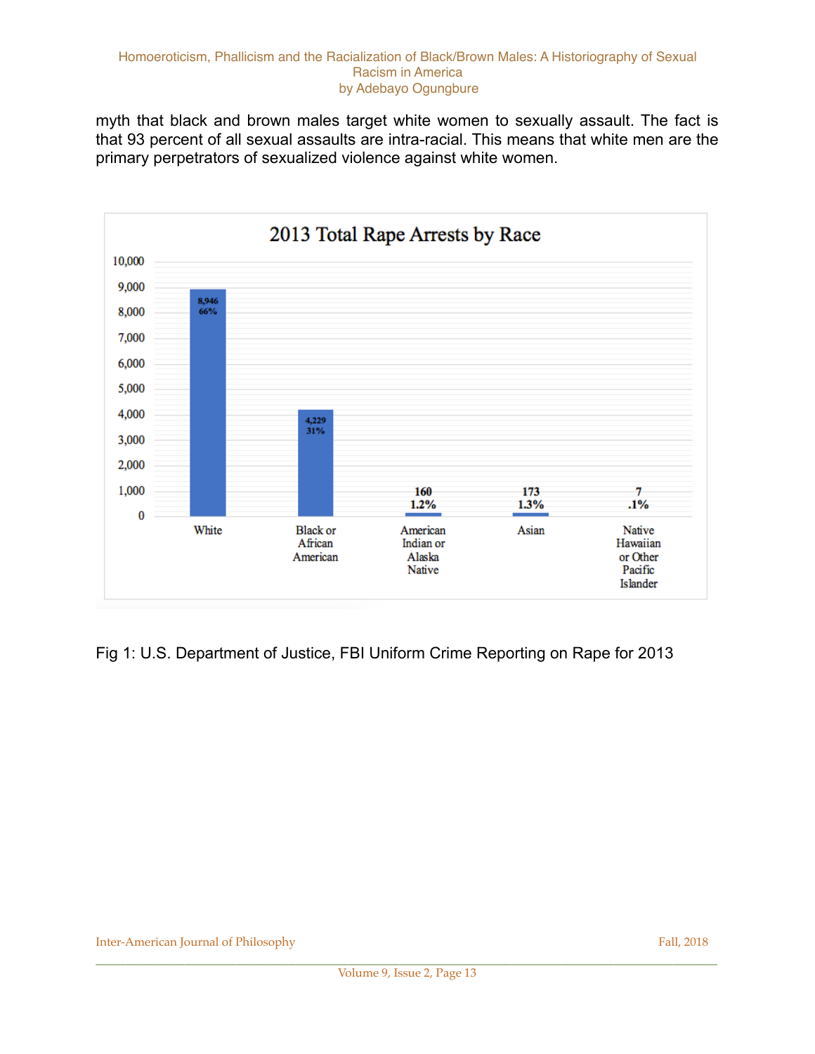myth that black and brown males target white women to sexually assault. The fact is that 93 percent of all sexual assaults are intra-racial. This means that white men are the primary perpetrators of sexualized violence against white women.

Fig 1: U.S. Department of Justice, FBI Uniform Crime Reporting on Rape for 2013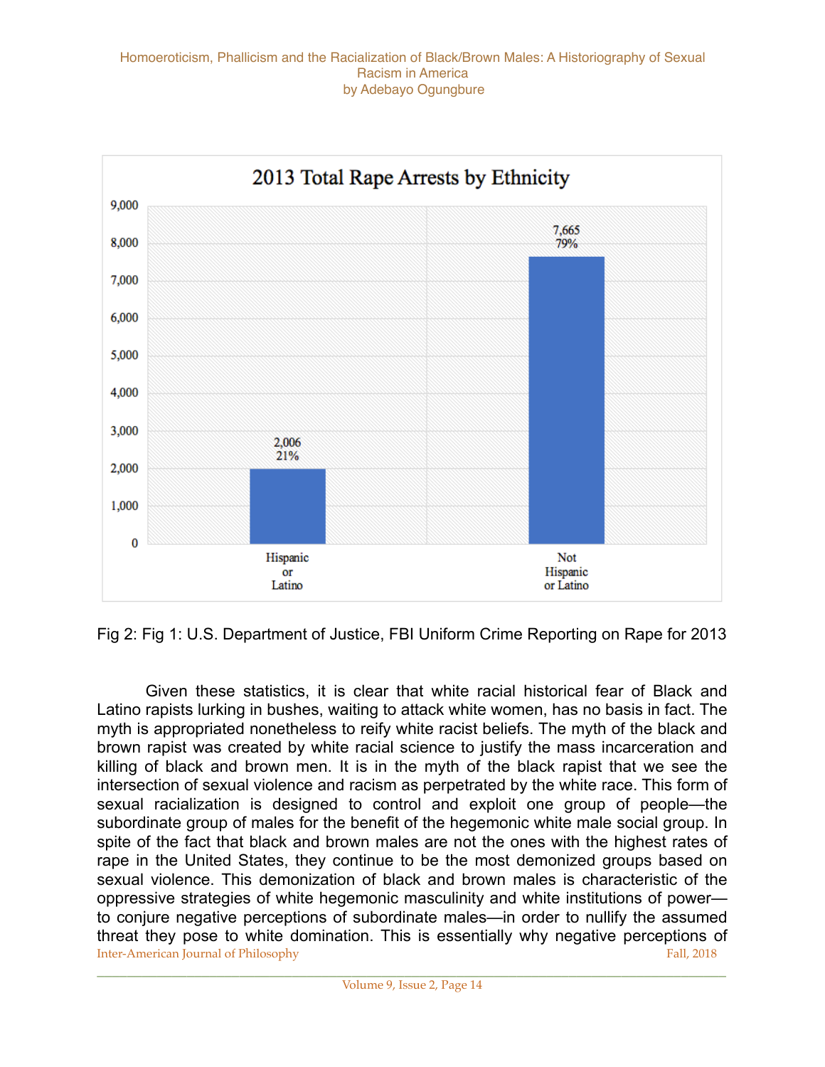**2013 Total Rape Arrests by Ethnicity**

| Ethnicity | Arrests | Percent |
| --- | --- | --- |
| Hispanic or Latino | 2,006 | 21% |
| Not Hispanic or Latino | 7,665 | 79% |

Fig 2: Fig 1: U.S. Department of Justice, FBI Uniform Crime Reporting on Rape for 2013

Given these statistics, it is clear that white racial historical fear of Black and Latino rapists lurking in bushes, waiting to attack white women, has no basis in fact. The myth is appropriated nonetheless to reify white racist beliefs. The myth of the black and brown rapist was created by white racial science to justify the mass incarceration and killing of black and brown men. It is in the myth of the black rapist that we see the intersection of sexual violence and racism as perpetrated by the white race. This form of sexual racialization is designed to control and exploit one group of people—the subordinate group of males for the benefit of the hegemonic white male social group. In spite of the fact that black and brown males are not the ones with the highest rates of rape in the United States, they continue to be the most demonized groups based on sexual violence. This demonization of black and brown males is characteristic of the oppressive strategies of white hegemonic masculinity and white institutions of power—to conjure negative perceptions of subordinate males—in order to nullify the assumed threat they pose to white domination. This is essentially why negative perceptions of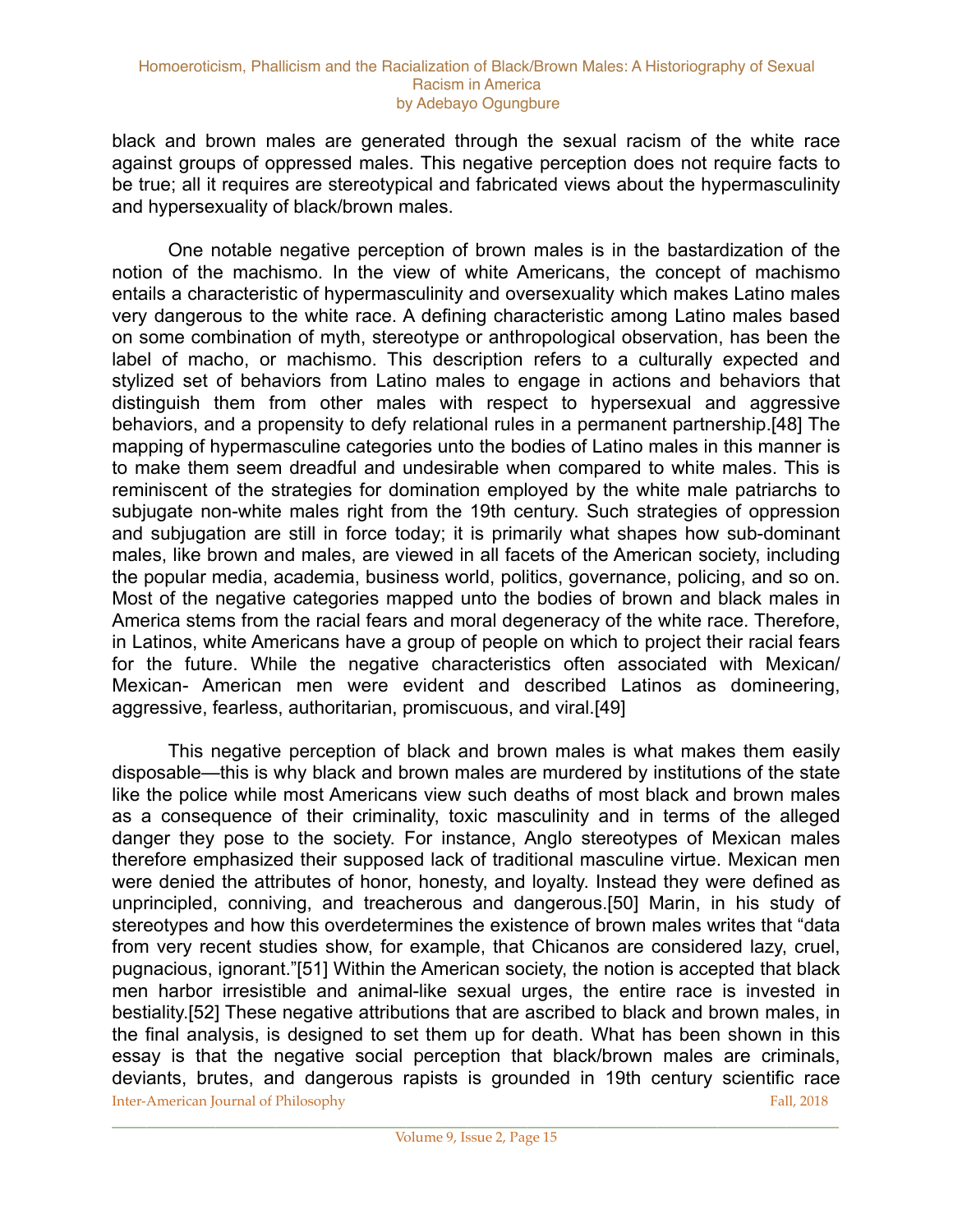black and brown males are generated through the sexual racism of the white race against groups of oppressed males. This negative perception does not require facts to be true; all it requires are stereotypical and fabricated views about the hypermasculinity and hypersexuality of black/brown males.

One notable negative perception of brown males is in the bastardization of the notion of the machismo. In the view of white Americans, the concept of machismo entails a characteristic of hypermasculinity and oversexuality which makes Latino males very dangerous to the white race. A defining characteristic among Latino males based on some combination of myth, stereotype or anthropological observation, has been the label of macho, or machismo. This description refers to a culturally expected and stylized set of behaviors from Latino males to engage in actions and behaviors that distinguish them from other males with respect to hypersexual and aggressive behaviors, and a propensity to defy relational rules in a permanent partnership.[48] The mapping of hypermasculine categories unto the bodies of Latino males in this manner is to make them seem dreadful and undesirable when compared to white males. This is reminiscent of the strategies for domination employed by the white male patriarchs to subjugate non-white males right from the 19th century. Such strategies of oppression and subjugation are still in force today; it is primarily what shapes how sub-dominant males, like brown and males, are viewed in all facets of the American society, including the popular media, academia, business world, politics, governance, policing, and so on. Most of the negative categories mapped unto the bodies of brown and black males in America stems from the racial fears and moral degeneracy of the white race. Therefore, in Latinos, white Americans have a group of people on which to project their racial fears for the future. While the negative characteristics often associated with Mexican/ Mexican- American men were evident and described Latinos as domineering, aggressive, fearless, authoritarian, promiscuous, and viral.[49]

This negative perception of black and brown males is what makes them easily disposable—this is why black and brown males are murdered by institutions of the state like the police while most Americans view such deaths of most black and brown males as a consequence of their criminality, toxic masculinity and in terms of the alleged danger they pose to the society. For instance, Anglo stereotypes of Mexican males therefore emphasized their supposed lack of traditional masculine virtue. Mexican men were denied the attributes of honor, honesty, and loyalty. Instead they were defined as unprincipled, conniving, and treacherous and dangerous.[50] Marin, in his study of stereotypes and how this overdetermines the existence of brown males writes that "data from very recent studies show, for example, that Chicanos are considered lazy, cruel, pugnacious, ignorant."[51] Within the American society, the notion is accepted that black men harbor irresistible and animal-like sexual urges, the entire race is invested in bestiality.[52] These negative attributions that are ascribed to black and brown males, in the final analysis, is designed to set them up for death. What has been shown in this essay is that the negative social perception that black/brown males are criminals, deviants, brutes, and dangerous rapists is grounded in 19th century scientific race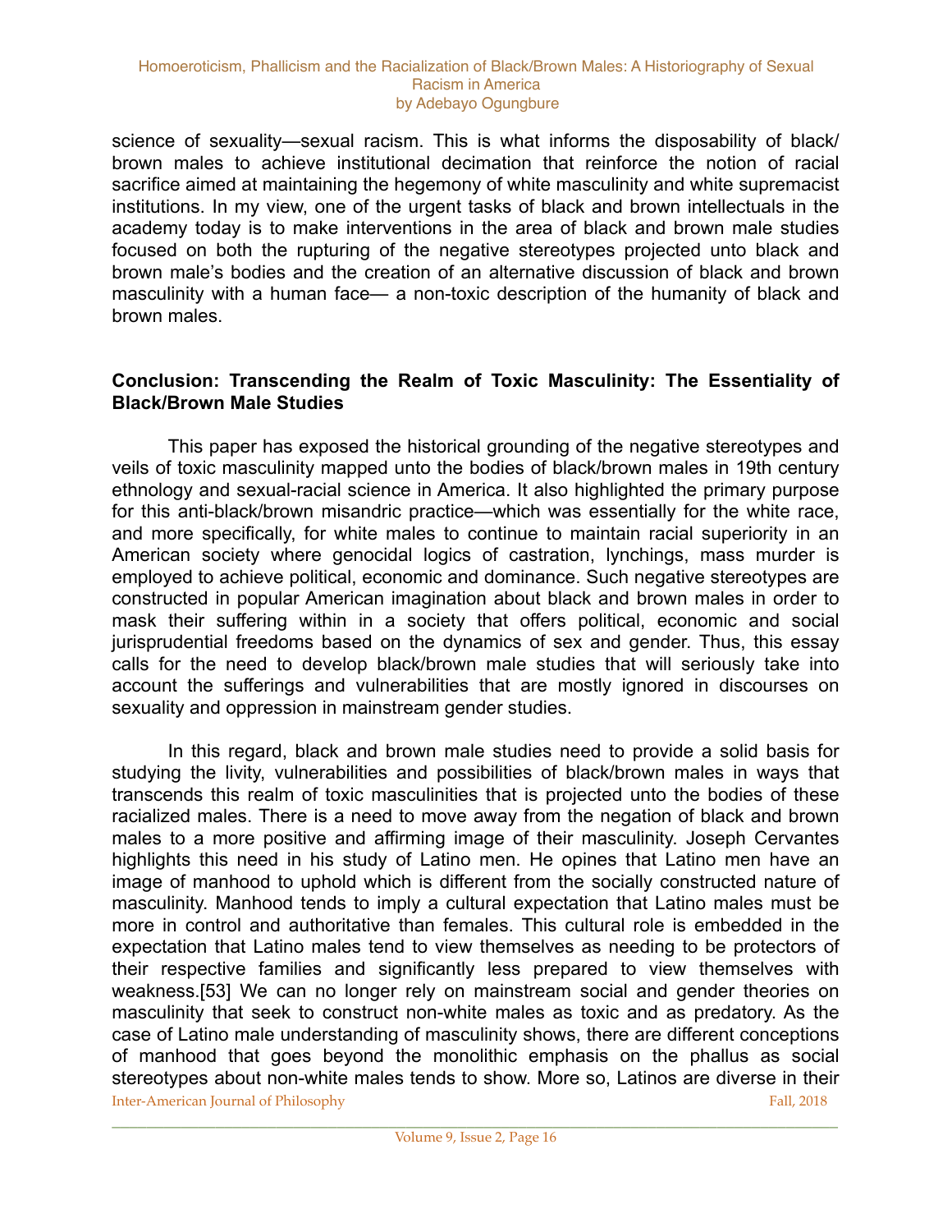science of sexuality—sexual racism. This is what informs the disposability of black/brown males to achieve institutional decimation that reinforce the notion of racial sacrifice aimed at maintaining the hegemony of white masculinity and white supremacist institutions. In my view, one of the urgent tasks of black and brown intellectuals in the academy today is to make interventions in the area of black and brown male studies focused on both the rupturing of the negative stereotypes projected unto black and brown male's bodies and the creation of an alternative discussion of black and brown masculinity with a human face— a non-toxic description of the humanity of black and brown males.

## Conclusion: Transcending the Realm of Toxic Masculinity: The Essentiality of Black/Brown Male Studies

This paper has exposed the historical grounding of the negative stereotypes and veils of toxic masculinity mapped unto the bodies of black/brown males in 19th century ethnology and sexual-racial science in America. It also highlighted the primary purpose for this anti-black/brown misandric practice—which was essentially for the white race, and more specifically, for white males to continue to maintain racial superiority in an American society where genocidal logics of castration, lynchings, mass murder is employed to achieve political, economic and dominance. Such negative stereotypes are constructed in popular American imagination about black and brown males in order to mask their suffering within in a society that offers political, economic and social jurisprudential freedoms based on the dynamics of sex and gender. Thus, this essay calls for the need to develop black/brown male studies that will seriously take into account the sufferings and vulnerabilities that are mostly ignored in discourses on sexuality and oppression in mainstream gender studies.

In this regard, black and brown male studies need to provide a solid basis for studying the livity, vulnerabilities and possibilities of black/brown males in ways that transcends this realm of toxic masculinities that is projected unto the bodies of these racialized males. There is a need to move away from the negation of black and brown males to a more positive and affirming image of their masculinity. Joseph Cervantes highlights this need in his study of Latino men. He opines that Latino men have an image of manhood to uphold which is different from the socially constructed nature of masculinity. Manhood tends to imply a cultural expectation that Latino males must be more in control and authoritative than females. This cultural role is embedded in the expectation that Latino males tend to view themselves as needing to be protectors of their respective families and significantly less prepared to view themselves with weakness.[53] We can no longer rely on mainstream social and gender theories on masculinity that seek to construct non-white males as toxic and as predatory. As the case of Latino male understanding of masculinity shows, there are different conceptions of manhood that goes beyond the monolithic emphasis on the phallus as social stereotypes about non-white males tends to show. More so, Latinos are diverse in their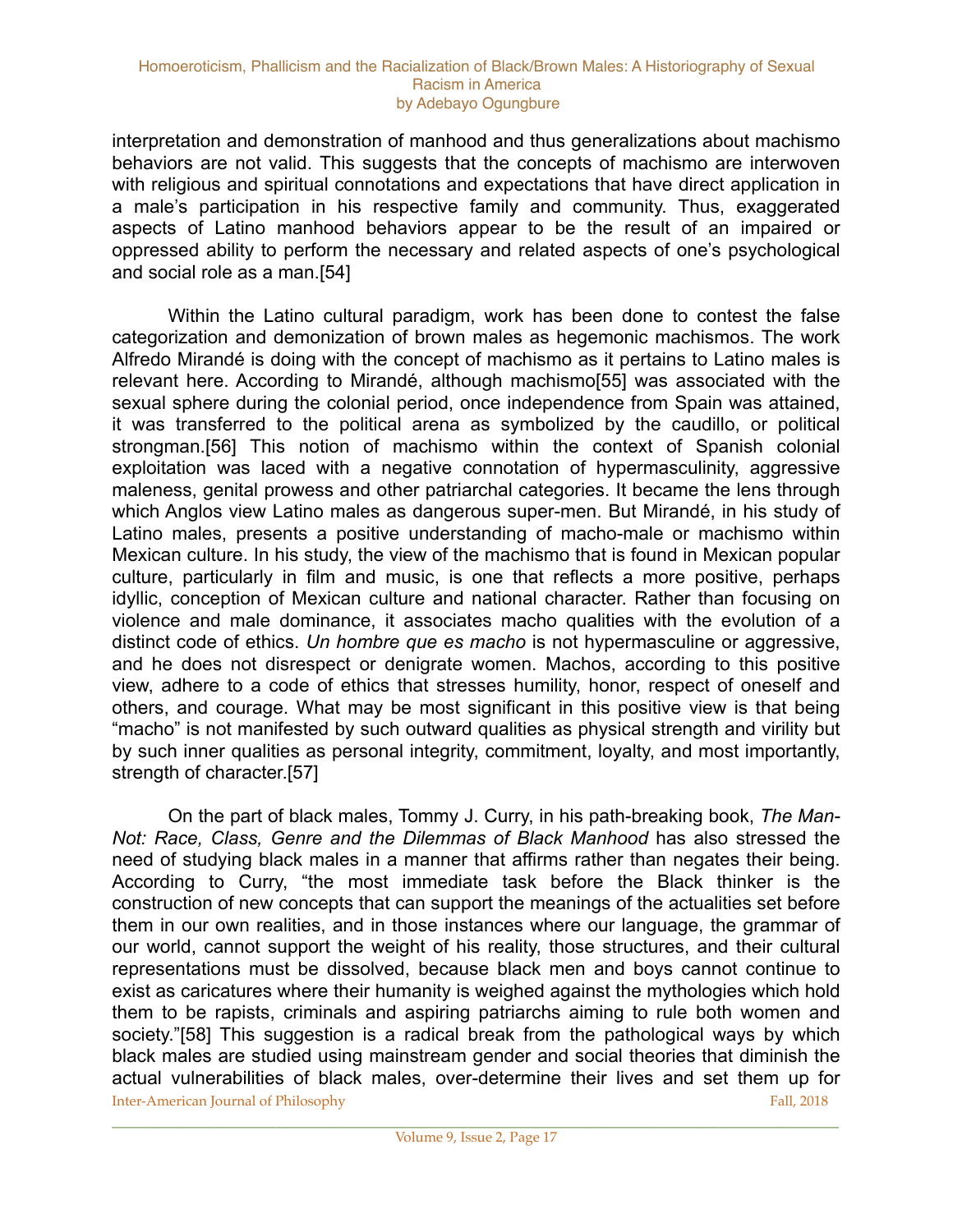interpretation and demonstration of manhood and thus generalizations about machismo behaviors are not valid. This suggests that the concepts of machismo are interwoven with religious and spiritual connotations and expectations that have direct application in a male's participation in his respective family and community. Thus, exaggerated aspects of Latino manhood behaviors appear to be the result of an impaired or oppressed ability to perform the necessary and related aspects of one's psychological and social role as a man.[54]

Within the Latino cultural paradigm, work has been done to contest the false categorization and demonization of brown males as hegemonic machismos. The work Alfredo Mirandé is doing with the concept of machismo as it pertains to Latino males is relevant here. According to Mirandé, although machismo[55] was associated with the sexual sphere during the colonial period, once independence from Spain was attained, it was transferred to the political arena as symbolized by the caudillo, or political strongman.[56] This notion of machismo within the context of Spanish colonial exploitation was laced with a negative connotation of hypermasculinity, aggressive maleness, genital prowess and other patriarchal categories. It became the lens through which Anglos view Latino males as dangerous super-men. But Mirandé, in his study of Latino males, presents a positive understanding of macho-male or machismo within Mexican culture. In his study, the view of the machismo that is found in Mexican popular culture, particularly in film and music, is one that reflects a more positive, perhaps idyllic, conception of Mexican culture and national character. Rather than focusing on violence and male dominance, it associates macho qualities with the evolution of a distinct code of ethics. *Un hombre que es macho* is not hypermasculine or aggressive, and he does not disrespect or denigrate women. Machos, according to this positive view, adhere to a code of ethics that stresses humility, honor, respect of oneself and others, and courage. What may be most significant in this positive view is that being "macho" is not manifested by such outward qualities as physical strength and virility but by such inner qualities as personal integrity, commitment, loyalty, and most importantly, strength of character.[57]

On the part of black males, Tommy J. Curry, in his path-breaking book, *The Man-Not: Race, Class, Genre and the Dilemmas of Black Manhood* has also stressed the need of studying black males in a manner that affirms rather than negates their being. According to Curry, "the most immediate task before the Black thinker is the construction of new concepts that can support the meanings of the actualities set before them in our own realities, and in those instances where our language, the grammar of our world, cannot support the weight of his reality, those structures, and their cultural representations must be dissolved, because black men and boys cannot continue to exist as caricatures where their humanity is weighed against the mythologies which hold them to be rapists, criminals and aspiring patriarchs aiming to rule both women and society."[58] This suggestion is a radical break from the pathological ways by which black males are studied using mainstream gender and social theories that diminish the actual vulnerabilities of black males, over-determine their lives and set them up for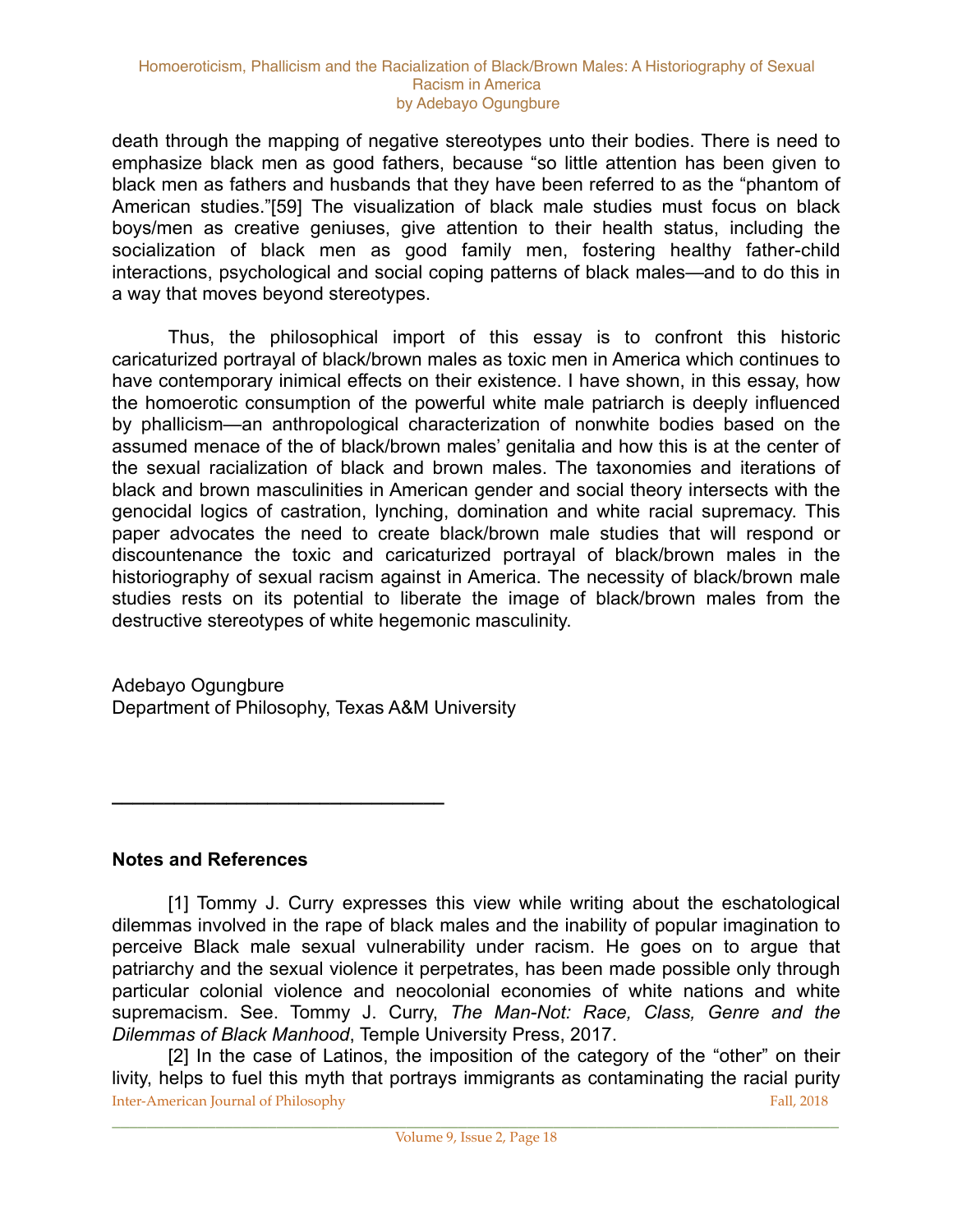death through the mapping of negative stereotypes unto their bodies. There is need to emphasize black men as good fathers, because "so little attention has been given to black men as fathers and husbands that they have been referred to as the "phantom of American studies."[59] The visualization of black male studies must focus on black boys/men as creative geniuses, give attention to their health status, including the socialization of black men as good family men, fostering healthy father-child interactions, psychological and social coping patterns of black males—and to do this in a way that moves beyond stereotypes.

Thus, the philosophical import of this essay is to confront this historic caricaturized portrayal of black/brown males as toxic men in America which continues to have contemporary inimical effects on their existence. I have shown, in this essay, how the homoerotic consumption of the powerful white male patriarch is deeply influenced by phallicism—an anthropological characterization of nonwhite bodies based on the assumed menace of the of black/brown males' genitalia and how this is at the center of the sexual racialization of black and brown males. The taxonomies and iterations of black and brown masculinities in American gender and social theory intersects with the genocidal logics of castration, lynching, domination and white racial supremacy. This paper advocates the need to create black/brown male studies that will respond or discountenance the toxic and caricaturized portrayal of black/brown males in the historiography of sexual racism against in America. The necessity of black/brown male studies rests on its potential to liberate the image of black/brown males from the destructive stereotypes of white hegemonic masculinity.

Adebayo Ogungbure
Department of Philosophy, Texas A&M University

---

**Notes and References**

[1] Tommy J. Curry expresses this view while writing about the eschatological dilemmas involved in the rape of black males and the inability of popular imagination to perceive Black male sexual vulnerability under racism. He goes on to argue that patriarchy and the sexual violence it perpetrates, has been made possible only through particular colonial violence and neocolonial economies of white nations and white supremacism. See. Tommy J. Curry, *The Man-Not: Race, Class, Genre and the Dilemmas of Black Manhood*, Temple University Press, 2017.

[2] In the case of Latinos, the imposition of the category of the "other" on their livity, helps to fuel this myth that portrays immigrants as contaminating the racial purity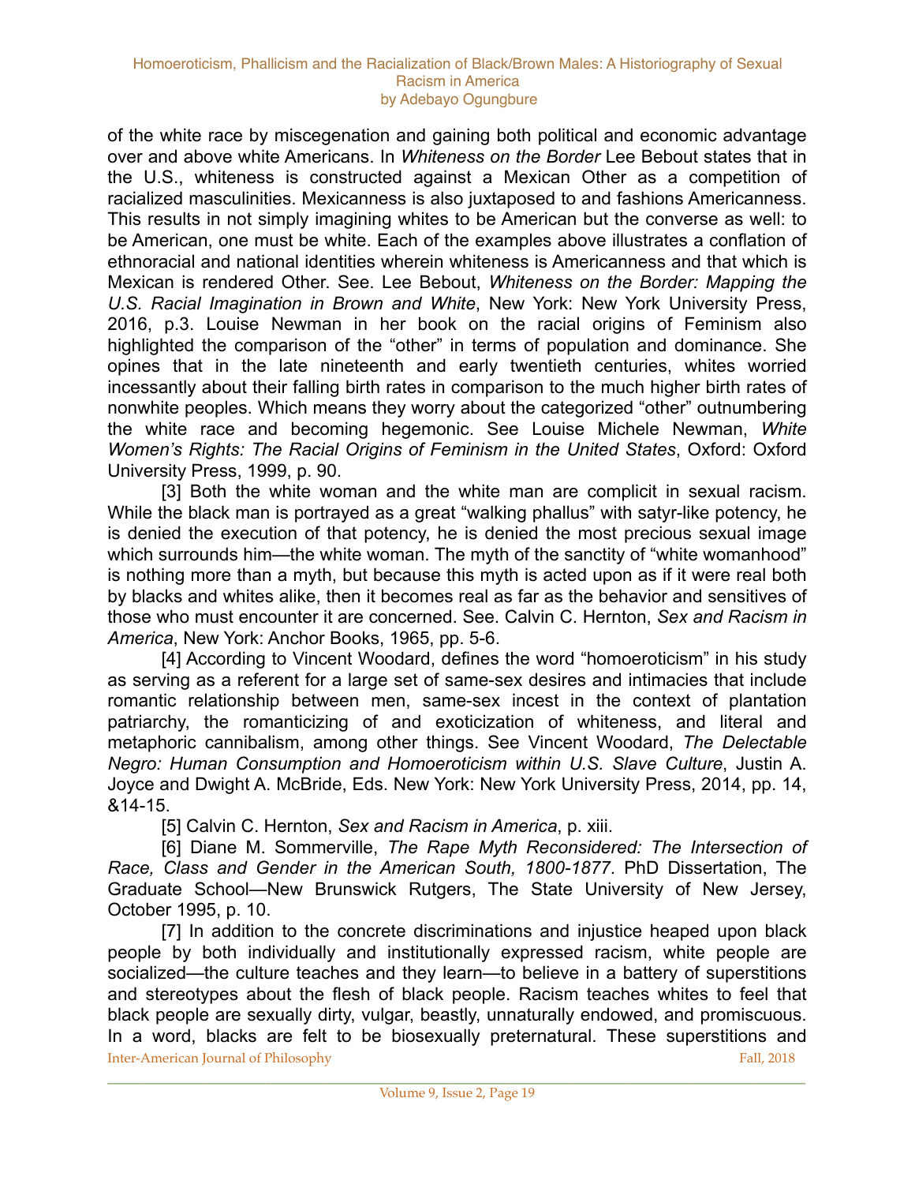of the white race by miscegenation and gaining both political and economic advantage over and above white Americans. In *Whiteness on the Border* Lee Bebout states that in the U.S., whiteness is constructed against a Mexican Other as a competition of racialized masculinities. Mexicanness is also juxtaposed to and fashions Americanness. This results in not simply imagining whites to be American but the converse as well: to be American, one must be white. Each of the examples above illustrates a conflation of ethnoracial and national identities wherein whiteness is Americanness and that which is Mexican is rendered Other. See. Lee Bebout, *Whiteness on the Border: Mapping the U.S. Racial Imagination in Brown and White*, New York: New York University Press, 2016, p.3. Louise Newman in her book on the racial origins of Feminism also highlighted the comparison of the "other" in terms of population and dominance. She opines that in the late nineteenth and early twentieth centuries, whites worried incessantly about their falling birth rates in comparison to the much higher birth rates of nonwhite peoples. Which means they worry about the categorized "other" outnumbering the white race and becoming hegemonic. See Louise Michele Newman, *White Women's Rights: The Racial Origins of Feminism in the United States*, Oxford: Oxford University Press, 1999, p. 90.

[3] Both the white woman and the white man are complicit in sexual racism. While the black man is portrayed as a great "walking phallus" with satyr-like potency, he is denied the execution of that potency, he is denied the most precious sexual image which surrounds him—the white woman. The myth of the sanctity of "white womanhood" is nothing more than a myth, but because this myth is acted upon as if it were real both by blacks and whites alike, then it becomes real as far as the behavior and sensitives of those who must encounter it are concerned. See. Calvin C. Hernton, *Sex and Racism in America*, New York: Anchor Books, 1965, pp. 5-6.

[4] According to Vincent Woodard, defines the word "homoeroticism" in his study as serving as a referent for a large set of same-sex desires and intimacies that include romantic relationship between men, same-sex incest in the context of plantation patriarchy, the romanticizing of and exoticization of whiteness, and literal and metaphoric cannibalism, among other things. See Vincent Woodard, *The Delectable Negro: Human Consumption and Homoeroticism within U.S. Slave Culture*, Justin A. Joyce and Dwight A. McBride, Eds. New York: New York University Press, 2014, pp. 14, &14-15.

[5] Calvin C. Hernton, *Sex and Racism in America*, p. xiii.

[6] Diane M. Sommerville, *The Rape Myth Reconsidered: The Intersection of Race, Class and Gender in the American South, 1800-1877*. PhD Dissertation, The Graduate School—New Brunswick Rutgers, The State University of New Jersey, October 1995, p. 10.

[7] In addition to the concrete discriminations and injustice heaped upon black people by both individually and institutionally expressed racism, white people are socialized—the culture teaches and they learn—to believe in a battery of superstitions and stereotypes about the flesh of black people. Racism teaches whites to feel that black people are sexually dirty, vulgar, beastly, unnaturally endowed, and promiscuous. In a word, blacks are felt to be biosexually preternatural. These superstitions and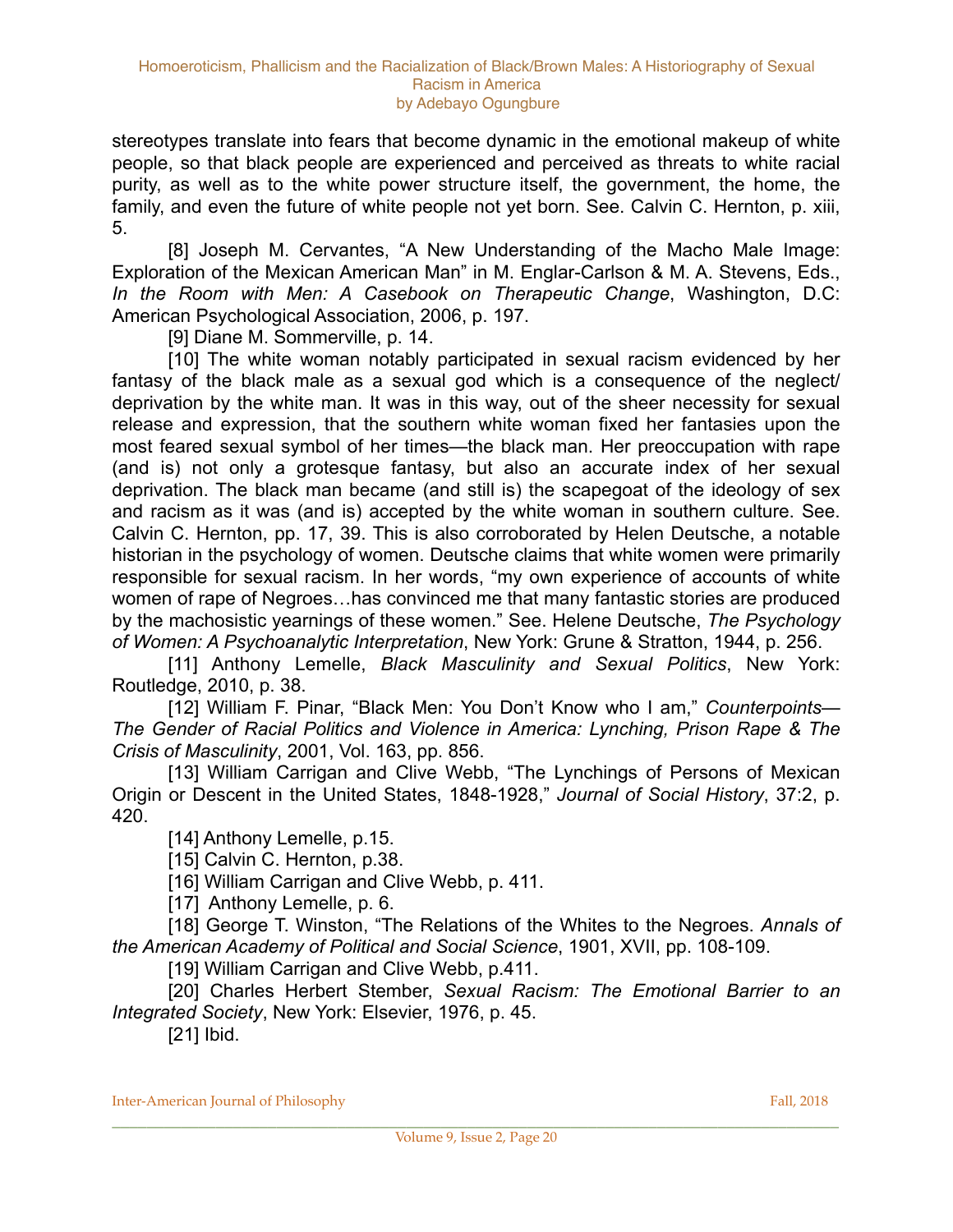stereotypes translate into fears that become dynamic in the emotional makeup of white people, so that black people are experienced and perceived as threats to white racial purity, as well as to the white power structure itself, the government, the home, the family, and even the future of white people not yet born. See. Calvin C. Hernton, p. xiii, 5.

[8] Joseph M. Cervantes, "A New Understanding of the Macho Male Image: Exploration of the Mexican American Man" in M. Englar-Carlson & M. A. Stevens, Eds., *In the Room with Men: A Casebook on Therapeutic Change*, Washington, D.C: American Psychological Association, 2006, p. 197.

[9] Diane M. Sommerville, p. 14.

[10] The white woman notably participated in sexual racism evidenced by her fantasy of the black male as a sexual god which is a consequence of the neglect/ deprivation by the white man. It was in this way, out of the sheer necessity for sexual release and expression, that the southern white woman fixed her fantasies upon the most feared sexual symbol of her times—the black man. Her preoccupation with rape (and is) not only a grotesque fantasy, but also an accurate index of her sexual deprivation. The black man became (and still is) the scapegoat of the ideology of sex and racism as it was (and is) accepted by the white woman in southern culture. See. Calvin C. Hernton, pp. 17, 39. This is also corroborated by Helen Deutsche, a notable historian in the psychology of women. Deutsche claims that white women were primarily responsible for sexual racism. In her words, "my own experience of accounts of white women of rape of Negroes…has convinced me that many fantastic stories are produced by the machosistic yearnings of these women." See. Helene Deutsche, *The Psychology of Women: A Psychoanalytic Interpretation*, New York: Grune & Stratton, 1944, p. 256.

[11] Anthony Lemelle, *Black Masculinity and Sexual Politics*, New York: Routledge, 2010, p. 38.

[12] William F. Pinar, "Black Men: You Don't Know who I am," *Counterpoints—The Gender of Racial Politics and Violence in America: Lynching, Prison Rape & The Crisis of Masculinity*, 2001, Vol. 163, pp. 856.

[13] William Carrigan and Clive Webb, "The Lynchings of Persons of Mexican Origin or Descent in the United States, 1848-1928," *Journal of Social History*, 37:2, p. 420.

[14] Anthony Lemelle, p.15.

[15] Calvin C. Hernton, p.38.

[16] William Carrigan and Clive Webb, p. 411.

[17] Anthony Lemelle, p. 6.

[18] George T. Winston, "The Relations of the Whites to the Negroes. *Annals of the American Academy of Political and Social Science*, 1901, XVII, pp. 108-109.

[19] William Carrigan and Clive Webb, p.411.

[20] Charles Herbert Stember, *Sexual Racism: The Emotional Barrier to an Integrated Society*, New York: Elsevier, 1976, p. 45.

[21] Ibid.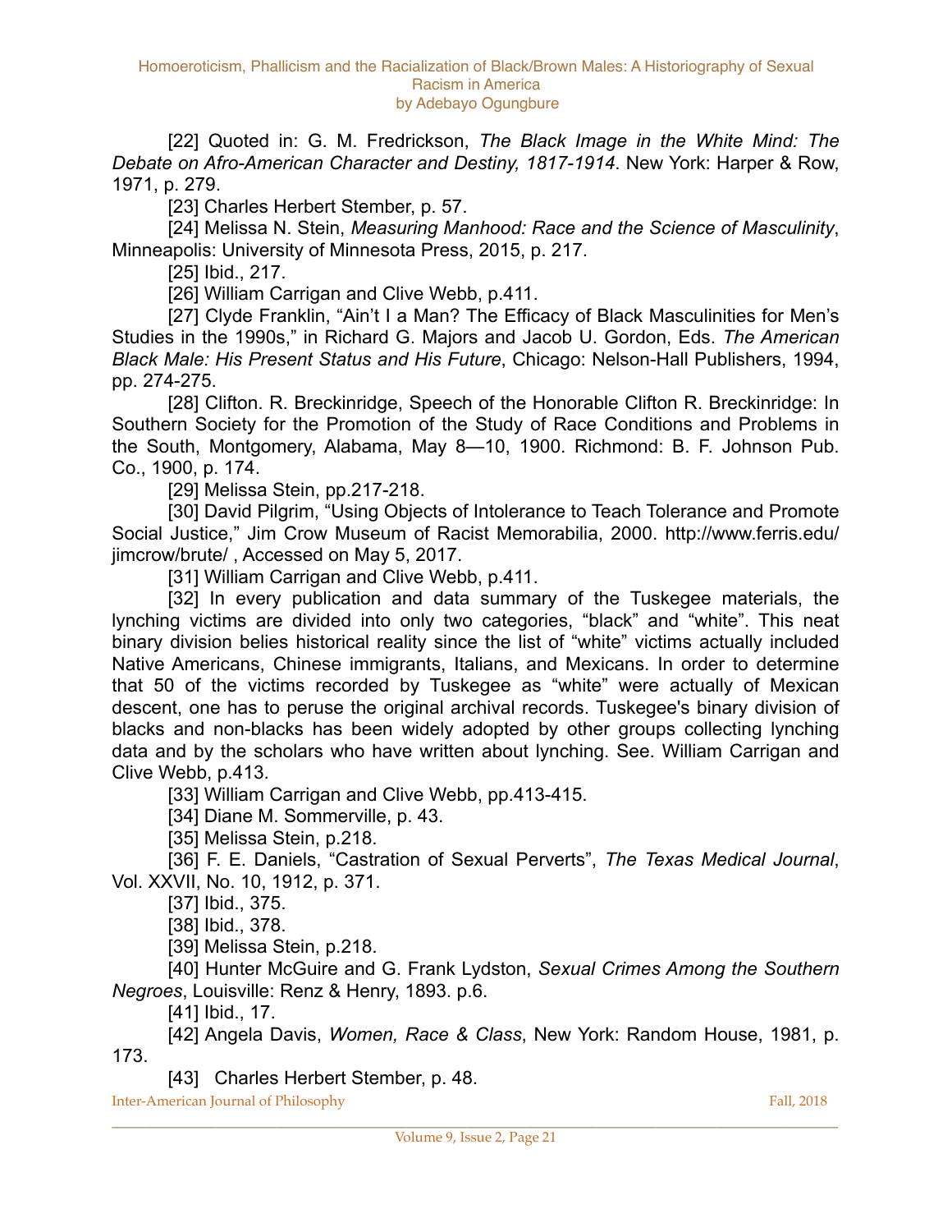[22] Quoted in: G. M. Fredrickson, *The Black Image in the White Mind: The Debate on Afro-American Character and Destiny, 1817-1914*. New York: Harper & Row, 1971, p. 279.

[23] Charles Herbert Stember, p. 57.

[24] Melissa N. Stein, *Measuring Manhood: Race and the Science of Masculinity*, Minneapolis: University of Minnesota Press, 2015, p. 217.

[25] Ibid., 217.

[26] William Carrigan and Clive Webb, p.411.

[27] Clyde Franklin, "Ain't I a Man? The Efficacy of Black Masculinities for Men's Studies in the 1990s," in Richard G. Majors and Jacob U. Gordon, Eds. *The American Black Male: His Present Status and His Future*, Chicago: Nelson-Hall Publishers, 1994, pp. 274-275.

[28] Clifton. R. Breckinridge, Speech of the Honorable Clifton R. Breckinridge: In Southern Society for the Promotion of the Study of Race Conditions and Problems in the South, Montgomery, Alabama, May 8—10, 1900. Richmond: B. F. Johnson Pub. Co., 1900, p. 174.

[29] Melissa Stein, pp.217-218.

[30] David Pilgrim, "Using Objects of Intolerance to Teach Tolerance and Promote Social Justice," Jim Crow Museum of Racist Memorabilia, 2000. http://www.ferris.edu/jimcrow/brute/ , Accessed on May 5, 2017.

[31] William Carrigan and Clive Webb, p.411.

[32] In every publication and data summary of the Tuskegee materials, the lynching victims are divided into only two categories, "black" and "white". This neat binary division belies historical reality since the list of "white" victims actually included Native Americans, Chinese immigrants, Italians, and Mexicans. In order to determine that 50 of the victims recorded by Tuskegee as "white" were actually of Mexican descent, one has to peruse the original archival records. Tuskegee's binary division of blacks and non-blacks has been widely adopted by other groups collecting lynching data and by the scholars who have written about lynching. See. William Carrigan and Clive Webb, p.413.

[33] William Carrigan and Clive Webb, pp.413-415.

[34] Diane M. Sommerville, p. 43.

[35] Melissa Stein, p.218.

[36] F. E. Daniels, "Castration of Sexual Perverts", *The Texas Medical Journal*, Vol. XXVII, No. 10, 1912, p. 371.

[37] Ibid., 375.

[38] Ibid., 378.

[39] Melissa Stein, p.218.

[40] Hunter McGuire and G. Frank Lydston, *Sexual Crimes Among the Southern Negroes*, Louisville: Renz & Henry, 1893. p.6.

[41] Ibid., 17.

[42] Angela Davis, *Women, Race & Class*, New York: Random House, 1981, p. 173.

[43] Charles Herbert Stember, p. 48.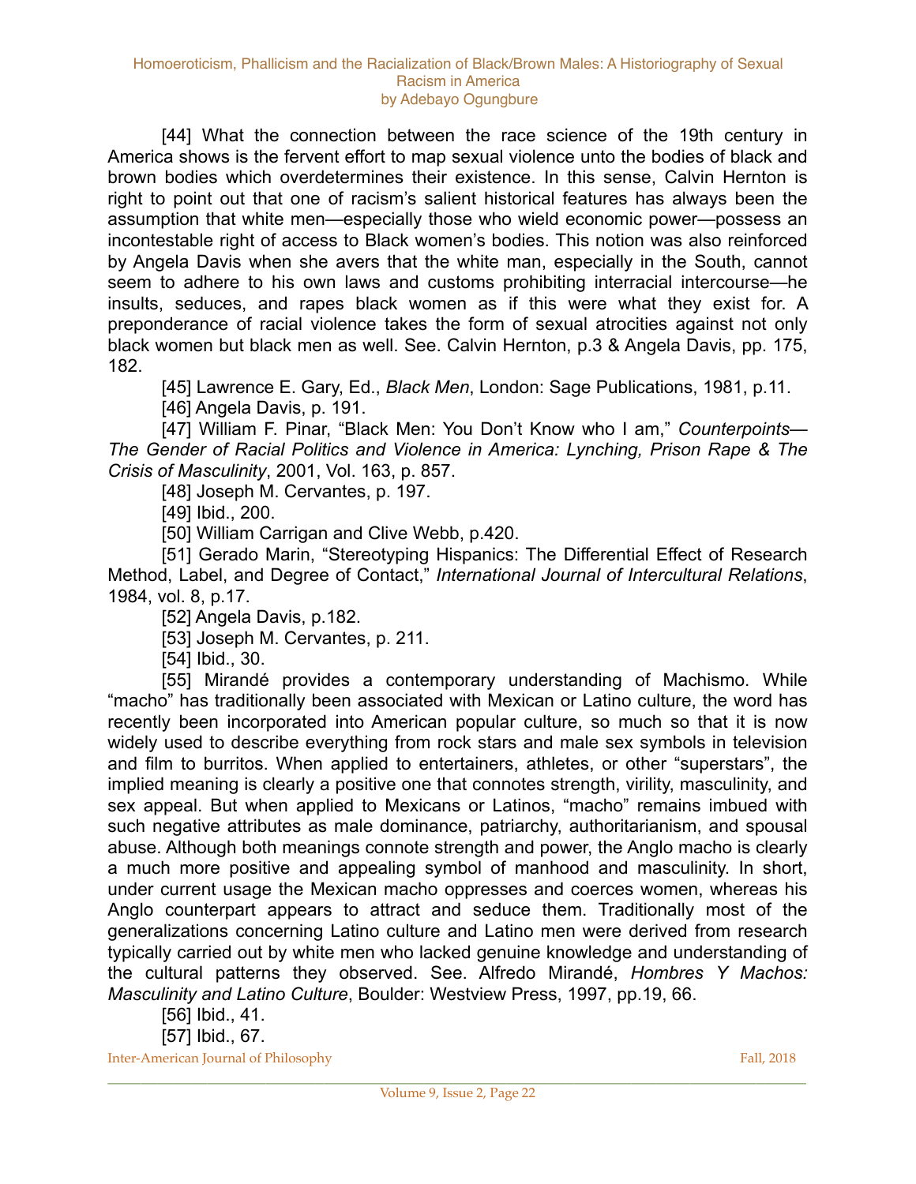[44] What the connection between the race science of the 19th century in America shows is the fervent effort to map sexual violence unto the bodies of black and brown bodies which overdetermines their existence. In this sense, Calvin Hernton is right to point out that one of racism's salient historical features has always been the assumption that white men—especially those who wield economic power—possess an incontestable right of access to Black women's bodies. This notion was also reinforced by Angela Davis when she avers that the white man, especially in the South, cannot seem to adhere to his own laws and customs prohibiting interracial intercourse—he insults, seduces, and rapes black women as if this were what they exist for. A preponderance of racial violence takes the form of sexual atrocities against not only black women but black men as well. See. Calvin Hernton, p.3 & Angela Davis, pp. 175, 182.

[45] Lawrence E. Gary, Ed., *Black Men*, London: Sage Publications, 1981, p.11.

[46] Angela Davis, p. 191.

[47] William F. Pinar, "Black Men: You Don't Know who I am," *Counterpoints—The Gender of Racial Politics and Violence in America: Lynching, Prison Rape & The Crisis of Masculinity*, 2001, Vol. 163, p. 857.

[48] Joseph M. Cervantes, p. 197.

[49] Ibid., 200.

[50] William Carrigan and Clive Webb, p.420.

[51] Gerado Marin, "Stereotyping Hispanics: The Differential Effect of Research Method, Label, and Degree of Contact," *International Journal of Intercultural Relations*, 1984, vol. 8, p.17.

[52] Angela Davis, p.182.

[53] Joseph M. Cervantes, p. 211.

[54] Ibid., 30.

[55] Mirandé provides a contemporary understanding of Machismo. While "macho" has traditionally been associated with Mexican or Latino culture, the word has recently been incorporated into American popular culture, so much so that it is now widely used to describe everything from rock stars and male sex symbols in television and film to burritos. When applied to entertainers, athletes, or other "superstars", the implied meaning is clearly a positive one that connotes strength, virility, masculinity, and sex appeal. But when applied to Mexicans or Latinos, "macho" remains imbued with such negative attributes as male dominance, patriarchy, authoritarianism, and spousal abuse. Although both meanings connote strength and power, the Anglo macho is clearly a much more positive and appealing symbol of manhood and masculinity. In short, under current usage the Mexican macho oppresses and coerces women, whereas his Anglo counterpart appears to attract and seduce them. Traditionally most of the generalizations concerning Latino culture and Latino men were derived from research typically carried out by white men who lacked genuine knowledge and understanding of the cultural patterns they observed. See. Alfredo Mirandé, *Hombres Y Machos: Masculinity and Latino Culture*, Boulder: Westview Press, 1997, pp.19, 66.

[56] Ibid., 41.

[57] Ibid., 67.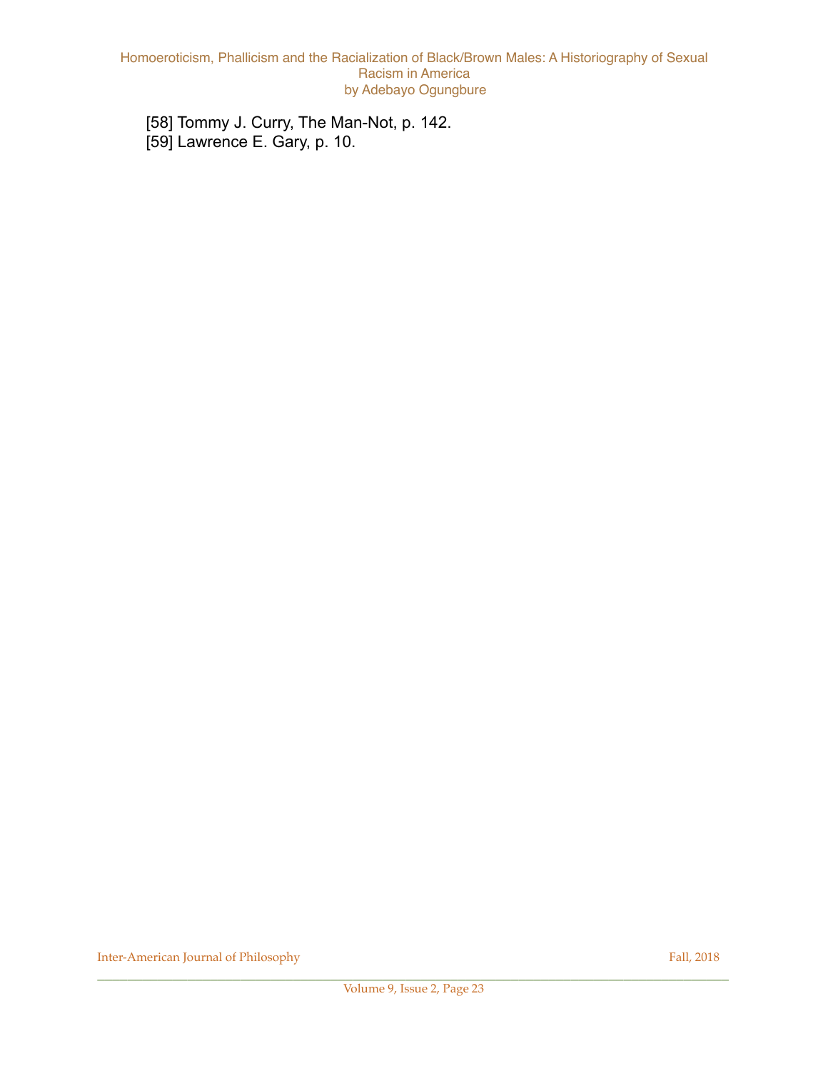[58] Tommy J. Curry, The Man-Not, p. 142.
[59] Lawrence E. Gary, p. 10.